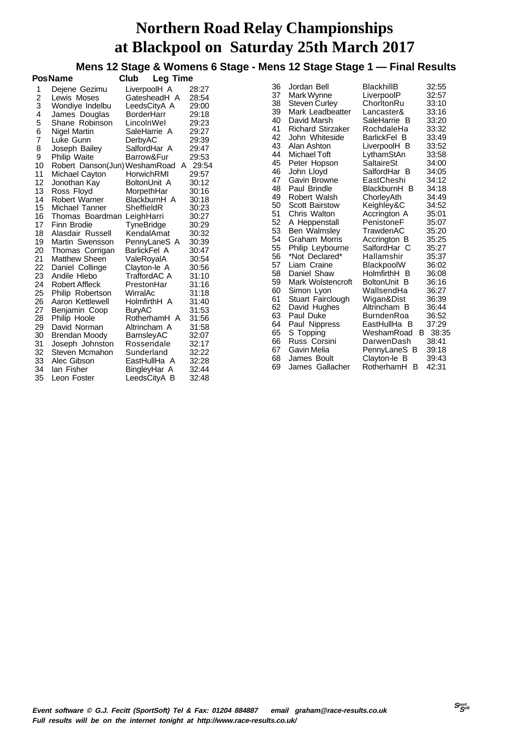# Northern Road Relay Championships
# at Blackpool on Saturday 25th March 2017

## Mens 12 Stage & Womens 6 Stage - Mens 12 Stage Stage 1 — Final Results

| Pos | Name | Club | Leg Time |
|---|---|---|---|
| 1 | Dejene Gezimu | LiverpoolH A | 28:27 |
| 2 | Lewis Moses | GatesheadH A | 28:54 |
| 3 | Wondiye Indelbu | LeedsCityA A | 29:00 |
| 4 | James Douglas | BorderHarr | 29:18 |
| 5 | Shane Robinson | LincolnWel | 29:23 |
| 6 | Nigel Martin | SaleHarrie A | 29:27 |
| 7 | Luke Gunn | DerbyAC | 29:39 |
| 8 | Joseph Bailey | SalfordHar A | 29:47 |
| 9 | Philip Waite | Barrow&Fur | 29:53 |
| 10 | Robert Danson(Jun) | WeshamRoad A | 29:54 |
| 11 | Michael Cayton | HorwichRMI | 29:57 |
| 12 | Jonothan Kay | BoltonUnit A | 30:12 |
| 13 | Ross Floyd | MorpethHar | 30:16 |
| 14 | Robert Warner | BlackburnH A | 30:18 |
| 15 | Michael Tanner | SheffieldR | 30:23 |
| 16 | Thomas Boardman | LeighHarri | 30:27 |
| 17 | Finn Brodie | TyneBridge | 30:29 |
| 18 | Alasdair Russell | KendalAmat | 30:32 |
| 19 | Martin Swensson | PennyLaneS A | 30:39 |
| 20 | Thomas Corrigan | BarlickFel A | 30:47 |
| 21 | Matthew Sheen | ValeRoyalA | 30:54 |
| 22 | Daniel Collinge | Clayton-le A | 30:56 |
| 23 | Andile Hlebo | TraffordAC A | 31:10 |
| 24 | Robert Affleck | PrestonHar | 31:16 |
| 25 | Philip Robertson | WirralAc | 31:18 |
| 26 | Aaron Kettlewell | HolmfirthH A | 31:40 |
| 27 | Benjamin Coop | BuryAC | 31:53 |
| 28 | Philip Hoole | RotherhamH A | 31:56 |
| 29 | David Norman | Altrincham A | 31:58 |
| 30 | Brendan Moody | BarnsleyAC | 32:07 |
| 31 | Joseph Johnston | Rossendale | 32:17 |
| 32 | Steven Mcmahon | Sunderland | 32:22 |
| 33 | Alec Gibson | EastHullHa A | 32:28 |
| 34 | Ian Fisher | BingleyHar A | 32:44 |
| 35 | Leon Foster | LeedsCityA B | 32:48 |
| 36 | Jordan Bell | BlackhillB | 32:55 |
| 37 | Mark Wynne | LiverpoolP | 32:57 |
| 38 | Steven Curley | ChorltonRu | 33:10 |
| 39 | Mark Leadbeatter | Lancaster& | 33:16 |
| 40 | David Marsh | SaleHarrie B | 33:20 |
| 41 | Richard Stirzaker | RochdaleHa | 33:32 |
| 42 | John Whiteside | BarlickFel B | 33:49 |
| 43 | Alan Ashton | LiverpoolH B | 33:52 |
| 44 | Michael Toft | LythamStAn | 33:58 |
| 45 | Peter Hopson | SaltaireSt | 34:00 |
| 46 | John Lloyd | SalfordHar B | 34:05 |
| 47 | Gavin Browne | EastCheshi | 34:12 |
| 48 | Paul Brindle | BlackburnH B | 34:18 |
| 49 | Robert Walsh | ChorleyAth | 34:49 |
| 50 | Scott Bairstow | Keighley&C | 34:52 |
| 51 | Chris Walton | Accrington A | 35:01 |
| 52 | A Heppenstall | PenistoneF | 35:07 |
| 53 | Ben Walmsley | TrawdenAC | 35:20 |
| 54 | Graham Morris | Accrington B | 35:25 |
| 55 | Philip Leybourne | SalfordHar C | 35:27 |
| 56 | *Not Declared* | Hallamshir | 35:37 |
| 57 | Liam Craine | BlackpoolW | 36:02 |
| 58 | Daniel Shaw | HolmfirthH B | 36:08 |
| 59 | Mark Wolstencroft | BoltonUnit B | 36:16 |
| 60 | Simon Lyon | WallsendHa | 36:27 |
| 61 | Stuart Fairclough | Wigan&Dist | 36:39 |
| 62 | David Hughes | Altrincham B | 36:44 |
| 63 | Paul Duke | BurndenRoa | 36:52 |
| 64 | Paul Nippress | EastHullHa B | 37:29 |
| 65 | S Topping | WeshamRoad B | 38:35 |
| 66 | Russ Corsini | DarwenDash | 38:41 |
| 67 | Gavin Melia | PennyLaneS B | 39:18 |
| 68 | James Boult | Clayton-le B | 39:43 |
| 69 | James Gallacher | RotherhamH B | 42:31 |

*Event software © G.J. Fecitt (SportSoft) Tel & Fax: 01204 884887 email graham@race-results.co.uk*
*Full results will be on the internet tonight at http://www.race-results.co.uk/*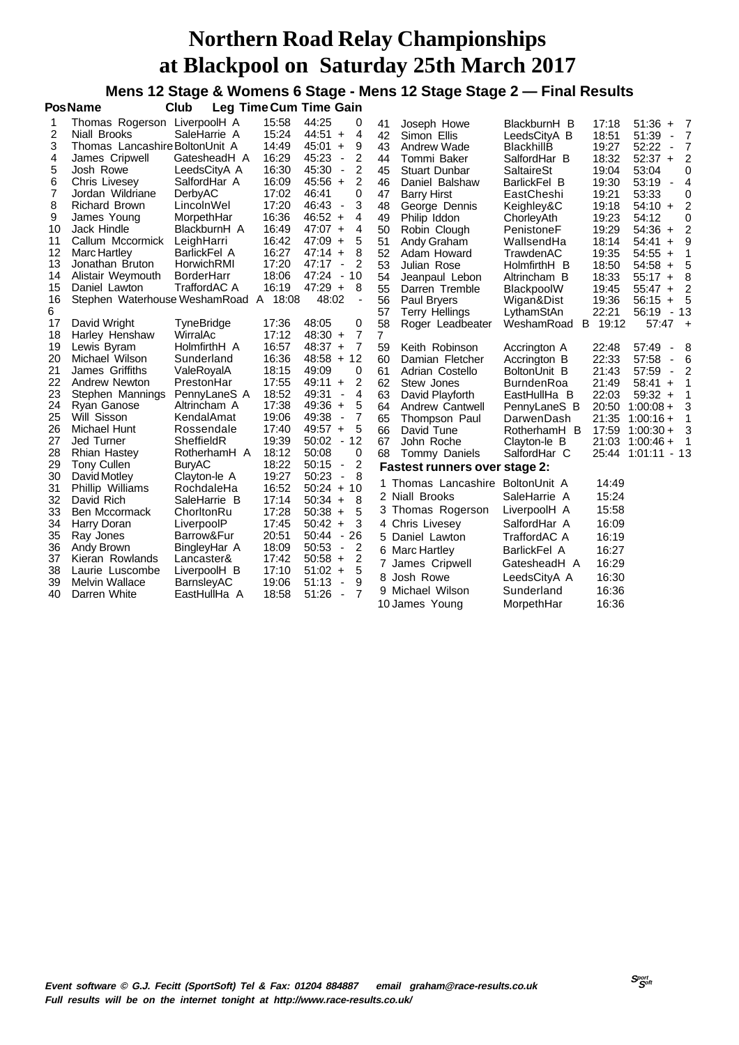# Northern Road Relay Championships at Blackpool on Saturday 25th March 2017

### Mens 12 Stage & Womens 6 Stage - Mens 12 Stage Stage 2 — Final Results

| Pos | Name | Club | Leg Time | Cum Time | Gain |
|---|---|---|---|---|---|
| 1 | Thomas Rogerson | LiverpoolH A | 15:58 | 44:25 | 0 |
| 2 | Niall Brooks | SaleHarrie A | 15:24 | 44:51 | + 4 |
| 3 | Thomas Lancashire | BoltonUnit A | 14:49 | 45:01 | + 9 |
| 4 | James Cripwell | GatesheadH A | 16:29 | 45:23 | - 2 |
| 5 | Josh Rowe | LeedsCityA A | 16:30 | 45:30 | - 2 |
| 6 | Chris Livesey | SalfordHar A | 16:09 | 45:56 | + 2 |
| 7 | Jordan Wildriane | DerbyAC | 17:02 | 46:41 | 0 |
| 8 | Richard Brown | LincolnWel | 17:20 | 46:43 | - 3 |
| 9 | James Young | MorpethHar | 16:36 | 46:52 | + 4 |
| 10 | Jack Hindle | BlackburnH A | 16:49 | 47:07 | + 4 |
| 11 | Callum Mccormick | LeighHarri | 16:42 | 47:09 | + 5 |
| 12 | Marc Hartley | BarlickFel A | 16:27 | 47:14 | + 8 |
| 13 | Jonathan Bruton | HorwichRMI | 17:20 | 47:17 | - 2 |
| 14 | Alistair Weymouth | BorderHarr | 18:06 | 47:24 | - 10 |
| 15 | Daniel Lawton | TraffordAC A | 16:19 | 47:29 | + 8 |
| 16 | Stephen Waterhouse | WeshamRoad A | 18:08 | 48:02 | - 6 |
| 17 | David Wright | TyneBridge | 17:36 | 48:05 | 0 |
| 18 | Harley Henshaw | WirralAc | 17:12 | 48:30 | + 7 |
| 19 | Lewis Byram | HolmfirthH A | 16:57 | 48:37 | + 7 |
| 20 | Michael Wilson | Sunderland | 16:36 | 48:58 | + 12 |
| 21 | James Griffiths | ValeRoyalA | 18:15 | 49:09 | 0 |
| 22 | Andrew Newton | PrestonHar | 17:55 | 49:11 | + 2 |
| 23 | Stephen Mannings | PennyLaneS A | 18:52 | 49:31 | - 4 |
| 24 | Ryan Ganose | Altrincham A | 17:38 | 49:36 | + 5 |
| 25 | Will Sisson | KendalAmat | 19:06 | 49:38 | - 7 |
| 26 | Michael Hunt | Rossendale | 17:40 | 49:57 | + 5 |
| 27 | Jed Turner | SheffieldR | 19:39 | 50:02 | - 12 |
| 28 | Rhian Hastey | RotherhamH A | 18:12 | 50:08 | 0 |
| 29 | Tony Cullen | BuryAC | 18:22 | 50:15 | - 2 |
| 30 | David Motley | Clayton-le A | 19:27 | 50:23 | - 8 |
| 31 | Phillip Williams | RochdaleHa | 16:52 | 50:24 | + 10 |
| 32 | David Rich | SaleHarrie B | 17:14 | 50:34 | + 8 |
| 33 | Ben Mccormack | ChorltonRu | 17:28 | 50:38 | + 5 |
| 34 | Harry Doran | LiverpoolP | 17:45 | 50:42 | + 3 |
| 35 | Ray Jones | Barrow&Fur | 20:51 | 50:44 | - 26 |
| 36 | Andy Brown | BingleyHar A | 18:09 | 50:53 | - 2 |
| 37 | Kieran Rowlands | Lancaster& | 17:42 | 50:58 | + 2 |
| 38 | Laurie Luscombe | LiverpoolH B | 17:10 | 51:02 | + 5 |
| 39 | Melvin Wallace | BarnsleyAC | 19:06 | 51:13 | - 9 |
| 40 | Darren White | EastHullHa A | 18:58 | 51:26 | - 7 |
| 41 | Joseph Howe | BlackburnH B | 17:18 | 51:36 | + 7 |
| 42 | Simon Ellis | LeedsCityA B | 18:51 | 51:39 | - 7 |
| 43 | Andrew Wade | BlackhillB | 19:27 | 52:22 | - 7 |
| 44 | Tommi Baker | SalfordHar B | 18:32 | 52:37 | + 2 |
| 45 | Stuart Dunbar | SaltaireSt | 19:04 | 53:04 | 0 |
| 46 | Daniel Balshaw | BarlickFel B | 19:30 | 53:19 | - 4 |
| 47 | Barry Hirst | EastCheshi | 19:21 | 53:33 | 0 |
| 48 | George Dennis | Keighley&C | 19:18 | 54:10 | + 2 |
| 49 | Philip Iddon | ChorleyAth | 19:23 | 54:12 | 0 |
| 50 | Robin Clough | PenistoneF | 19:29 | 54:36 | + 2 |
| 51 | Andy Graham | WallsendHa | 18:14 | 54:41 | + 9 |
| 52 | Adam Howard | TrawdenAC | 19:35 | 54:55 | + 1 |
| 53 | Julian Rose | HolmfirthH B | 18:50 | 54:58 | + 5 |
| 54 | Jeanpaul Lebon | Altrincham B | 18:33 | 55:17 | + 8 |
| 55 | Darren Tremble | BlackpoolW | 19:45 | 55:47 | + 2 |
| 56 | Paul Bryers | Wigan&Dist | 19:36 | 56:15 | + 5 |
| 57 | Terry Hellings | LythamStAn | 22:21 | 56:19 | - 13 |
| 58 | Roger Leadbeater | WeshamRoad B | 19:12 | 57:47 | + 7 |
| 59 | Keith Robinson | Accrington A | 22:48 | 57:49 | - 8 |
| 60 | Damian Fletcher | Accrington B | 22:33 | 57:58 | - 6 |
| 61 | Adrian Costello | BoltonUnit B | 21:43 | 57:59 | - 2 |
| 62 | Stew Jones | BurndenRoa | 21:49 | 58:41 | + 1 |
| 63 | David Playforth | EastHullHa B | 22:03 | 59:32 | + 1 |
| 64 | Andrew Cantwell | PennyLaneS B | 20:50 | 1:00:08 | + 3 |
| 65 | Thompson Paul | DarwenDash | 21:35 | 1:00:16 | + 1 |
| 66 | David Tune | RotherhamH B | 17:59 | 1:00:30 | + 3 |
| 67 | John Roche | Clayton-le B | 21:03 | 1:00:46 | + 1 |
| 68 | Tommy Daniels | SalfordHar C | 25:44 | 1:01:11 | - 13 |

### Fastest runners over stage 2:

| | Name | Club | Time |
|---|---|---|---|
| 1 | Thomas Lancashire | BoltonUnit A | 14:49 |
| 2 | Niall Brooks | SaleHarrie A | 15:24 |
| 3 | Thomas Rogerson | LiverpoolH A | 15:58 |
| 4 | Chris Livesey | SalfordHar A | 16:09 |
| 5 | Daniel Lawton | TraffordAC A | 16:19 |
| 6 | Marc Hartley | BarlickFel A | 16:27 |
| 7 | James Cripwell | GatesheadH A | 16:29 |
| 8 | Josh Rowe | LeedsCityA A | 16:30 |
| 9 | Michael Wilson | Sunderland | 16:36 |
| 10 | James Young | MorpethHar | 16:36 |

*Event software © G.J. Fecitt (SportSoft) Tel & Fax: 01204 884887 email graham@race-results.co.uk*
*Full results will be on the internet tonight at http://www.race-results.co.uk/*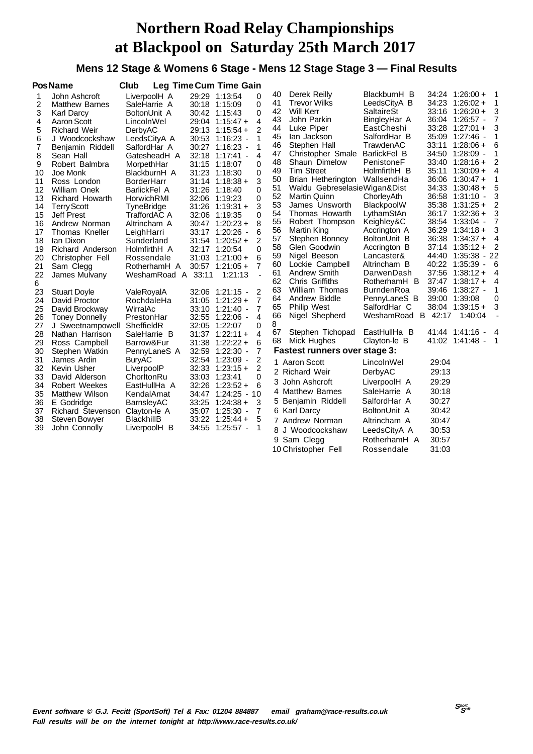# Northern Road Relay Championships at Blackpool on Saturday 25th March 2017

### Mens 12 Stage & Womens 6 Stage - Mens 12 Stage Stage 3 — Final Results

| Pos | Name | Club | Leg Time | Cum Time | Gain |
|---|---|---|---|---|---|
| 1 | John Ashcroft | LiverpoolH A | 29:29 | 1:13:54 | 0 |
| 2 | Matthew Barnes | SaleHarrie A | 30:18 | 1:15:09 | 0 |
| 3 | Karl Darcy | BoltonUnit A | 30:42 | 1:15:43 | 0 |
| 4 | Aaron Scott | LincolnWel | 29:04 | 1:15:47 + | 4 |
| 5 | Richard Weir | DerbyAC | 29:13 | 1:15:54 + | 2 |
| 6 | J Woodcockshaw | LeedsCityA A | 30:53 | 1:16:23 - | 1 |
| 7 | Benjamin Riddell | SalfordHar A | 30:27 | 1:16:23 - | 1 |
| 8 | Sean Hall | GatesheadH A | 32:18 | 1:17:41 - | 4 |
| 9 | Robert Balmbra | MorpethHar | 31:15 | 1:18:07 | 0 |
| 10 | Joe Monk | BlackburnH A | 31:23 | 1:18:30 | 0 |
| 11 | Ross London | BorderHarr | 31:14 | 1:18:38 + | 3 |
| 12 | William Onek | BarlickFel A | 31:26 | 1:18:40 | 0 |
| 13 | Richard Howarth | HorwichRMI | 32:06 | 1:19:23 | 0 |
| 14 | Terry Scott | TyneBridge | 31:26 | 1:19:31 + | 3 |
| 15 | Jeff Prest | TraffordAC A | 32:06 | 1:19:35 | 0 |
| 16 | Andrew Norman | Altrincham A | 30:47 | 1:20:23 + | 8 |
| 17 | Thomas Kneller | LeighHarri | 33:17 | 1:20:26 - | 6 |
| 18 | Ian Dixon | Sunderland | 31:54 | 1:20:52 + | 2 |
| 19 | Richard Anderson | HolmfirthH A | 32:17 | 1:20:54 | 0 |
| 20 | Christopher Fell | Rossendale | 31:03 | 1:21:00 + | 6 |
| 21 | Sam Clegg | RotherhamH A | 30:57 | 1:21:05 + | 7 |
| 22 | James Mulvany | WeshamRoad A | 33:11 | 1:21:13 | - 6 |
| 23 | Stuart Doyle | ValeRoyalA | 32:06 | 1:21:15 - | 2 |
| 24 | David Proctor | RochdaleHa | 31:05 | 1:21:29 + | 7 |
| 25 | David Brockway | WirralAc | 33:10 | 1:21:40 - | 7 |
| 26 | Toney Donnelly | PrestonHar | 32:55 | 1:22:06 - | 4 |
| 27 | J Sweetnampowell | SheffieldR | 32:05 | 1:22:07 | 0 |
| 28 | Nathan Harrison | SaleHarrie B | 31:37 | 1:22:11 + | 4 |
| 29 | Ross Campbell | Barrow&Fur | 31:38 | 1:22:22 + | 6 |
| 30 | Stephen Watkin | PennyLaneS A | 32:59 | 1:22:30 - | 7 |
| 31 | James Ardin | BuryAC | 32:54 | 1:23:09 - | 2 |
| 32 | Kevin Usher | LiverpoolP | 32:33 | 1:23:15 + | 2 |
| 33 | David Alderson | ChorltonRu | 33:03 | 1:23:41 | 0 |
| 34 | Robert Weekes | EastHullHa A | 32:26 | 1:23:52 + | 6 |
| 35 | Matthew Wilson | KendalAmat | 34:47 | 1:24:25 - | 10 |
| 36 | E Godridge | BarnsleyAC | 33:25 | 1:24:38 + | 3 |
| 37 | Richard Stevenson | Clayton-le A | 35:07 | 1:25:30 - | 7 |
| 38 | Steven Bowyer | BlackhillB | 33:22 | 1:25:44 + | 5 |
| 39 | John Connolly | LiverpoolH B | 34:55 | 1:25:57 - | 1 |
| 40 | Derek Reilly | BlackburnH B | 34:24 | 1:26:00 + | 1 |
| 41 | Trevor Wilks | LeedsCityA B | 34:23 | 1:26:02 + | 1 |
| 42 | Will Kerr | SaltaireSt | 33:16 | 1:26:20 + | 3 |
| 43 | John Parkin | BingleyHar A | 36:04 | 1:26:57 - | 7 |
| 44 | Luke Piper | EastCheshi | 33:28 | 1:27:01 + | 3 |
| 45 | Ian Jackson | SalfordHar B | 35:09 | 1:27:46 - | 1 |
| 46 | Stephen Hall | TrawdenAC | 33:11 | 1:28:06 + | 6 |
| 47 | Christopher Smale | BarlickFel B | 34:50 | 1:28:09 - | 1 |
| 48 | Shaun Dimelow | PenistoneF | 33:40 | 1:28:16 + | 2 |
| 49 | Tim Street | HolmfirthH B | 35:11 | 1:30:09 + | 4 |
| 50 | Brian Hetherington | WallsendHa | 36:06 | 1:30:47 + | 1 |
| 51 | Waldu Gebreselasie | Wigan&Dist | 34:33 | 1:30:48 + | 5 |
| 52 | Martin Quinn | ChorleyAth | 36:58 | 1:31:10 - | 3 |
| 53 | James Unsworth | BlackpoolW | 35:38 | 1:31:25 + | 2 |
| 54 | Thomas Howarth | LythamStAn | 36:17 | 1:32:36 + | 3 |
| 55 | Robert Thompson | Keighley&C | 38:54 | 1:33:04 - | 7 |
| 56 | Martin King | Accrington A | 36:29 | 1:34:18 + | 3 |
| 57 | Stephen Bonney | BoltonUnit B | 36:38 | 1:34:37 + | 4 |
| 58 | Glen Goodwin | Accrington B | 37:14 | 1:35:12 + | 2 |
| 59 | Nigel Beeson | Lancaster& | 44:40 | 1:35:38 - | 22 |
| 60 | Lockie Campbell | Altrincham B | 40:22 | 1:35:39 - | 6 |
| 61 | Andrew Smith | DarwenDash | 37:56 | 1:38:12 + | 4 |
| 62 | Chris Griffiths | RotherhamH B | 37:47 | 1:38:17 + | 4 |
| 63 | William Thomas | BurndenRoa | 39:46 | 1:38:27 - | 1 |
| 64 | Andrew Biddle | PennyLaneS B | 39:00 | 1:39:08 | 0 |
| 65 | Philip West | SalfordHar C | 38:04 | 1:39:15 + | 3 |
| 66 | Nigel Shepherd | WeshamRoad B | 42:17 | 1:40:04 | - 8 |
| 67 | Stephen Tichopad | EastHullHa B | 41:44 | 1:41:16 - | 4 |
| 68 | Mick Hughes | Clayton-le B | 41:02 | 1:41:48 - | 1 |

### Fastest runners over stage 3:

| | Name | Club | Time |
|---|---|---|---|
| 1 | Aaron Scott | LincolnWel | 29:04 |
| 2 | Richard Weir | DerbyAC | 29:13 |
| 3 | John Ashcroft | LiverpoolH A | 29:29 |
| 4 | Matthew Barnes | SaleHarrie A | 30:18 |
| 5 | Benjamin Riddell | SalfordHar A | 30:27 |
| 6 | Karl Darcy | BoltonUnit A | 30:42 |
| 7 | Andrew Norman | Altrincham A | 30:47 |
| 8 | J Woodcockshaw | LeedsCityA A | 30:53 |
| 9 | Sam Clegg | RotherhamH A | 30:57 |
| 10 | Christopher Fell | Rossendale | 31:03 |

*Event software © G.J. Fecitt (SportSoft) Tel & Fax: 01204 884887 email graham@race-results.co.uk*
*Full results will be on the internet tonight at http://www.race-results.co.uk/*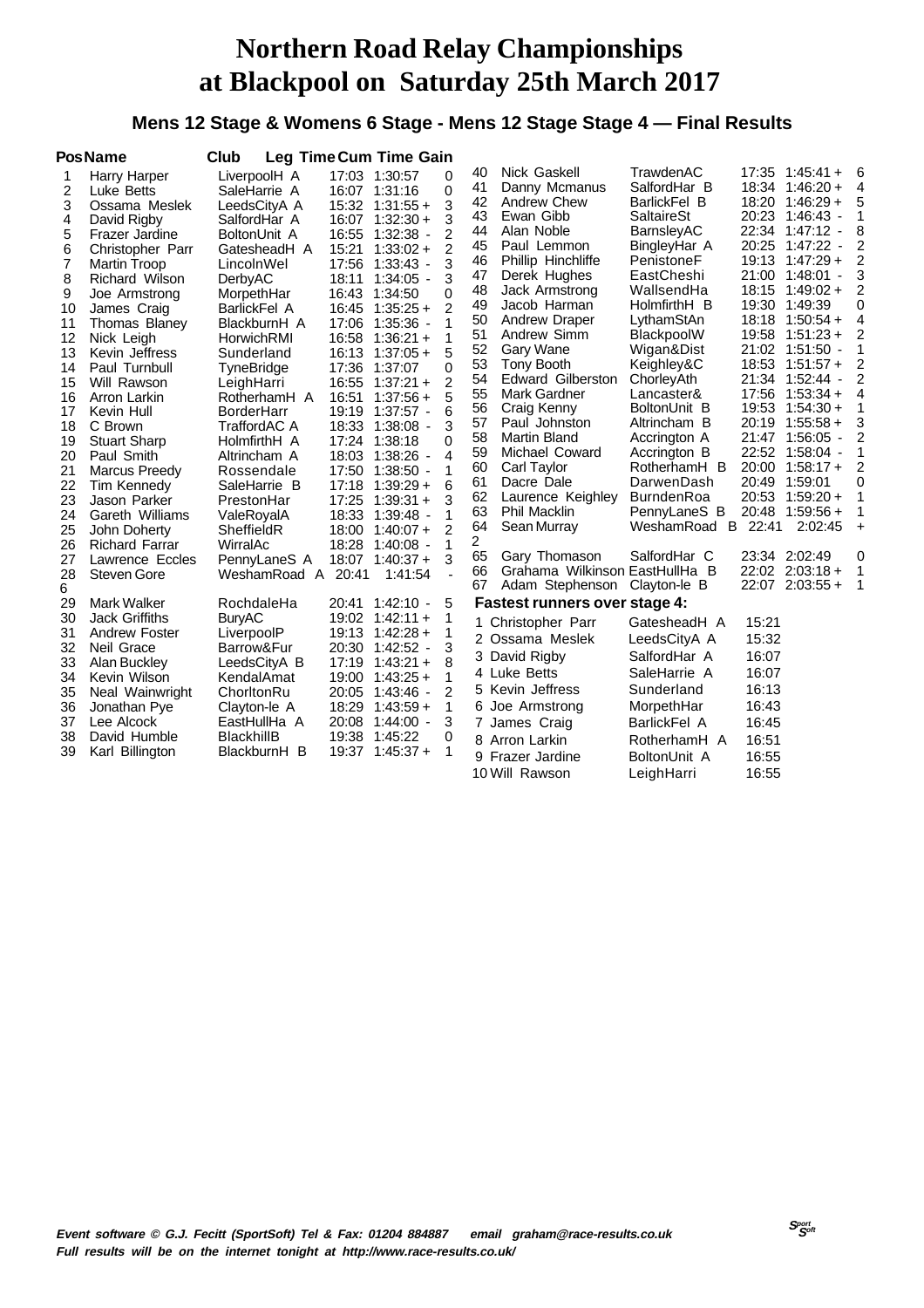# Northern Road Relay Championships at Blackpool on Saturday 25th March 2017

## Mens 12 Stage & Womens 6 Stage - Mens 12 Stage Stage 4 — Final Results

| Pos | Name | Club | Leg Time | Cum Time | Gain |
|---|---|---|---|---|---|
| 1 | Harry Harper | LiverpoolH A | 17:03 | 1:30:57 | 0 |
| 2 | Luke Betts | SaleHarrie A | 16:07 | 1:31:16 | 0 |
| 3 | Ossama Meslek | LeedsCityA A | 15:32 | 1:31:55 + | 3 |
| 4 | David Rigby | SalfordHar A | 16:07 | 1:32:30 + | 3 |
| 5 | Frazer Jardine | BoltonUnit A | 16:55 | 1:32:38 - | 2 |
| 6 | Christopher Parr | GatesheadH A | 15:21 | 1:33:02 + | 2 |
| 7 | Martin Troop | LincolnWel | 17:56 | 1:33:43 - | 3 |
| 8 | Richard Wilson | DerbyAC | 18:11 | 1:34:05 - | 3 |
| 9 | Joe Armstrong | MorpethHar | 16:43 | 1:34:50 | 0 |
| 10 | James Craig | BarlickFel A | 16:45 | 1:35:25 + | 2 |
| 11 | Thomas Blaney | BlackburnH A | 17:06 | 1:35:36 - | 1 |
| 12 | Nick Leigh | HorwichRMI | 16:58 | 1:36:21 + | 1 |
| 13 | Kevin Jeffress | Sunderland | 16:13 | 1:37:05 + | 5 |
| 14 | Paul Turnbull | TyneBridge | 17:36 | 1:37:07 | 0 |
| 15 | Will Rawson | LeighHarri | 16:55 | 1:37:21 + | 2 |
| 16 | Arron Larkin | RotherhamH A | 16:51 | 1:37:56 + | 5 |
| 17 | Kevin Hull | BorderHarr | 19:19 | 1:37:57 - | 6 |
| 18 | C Brown | TraffordAC A | 18:33 | 1:38:08 - | 3 |
| 19 | Stuart Sharp | HolmfirthH A | 17:24 | 1:38:18 | 0 |
| 20 | Paul Smith | Altrincham A | 18:03 | 1:38:26 - | 4 |
| 21 | Marcus Preedy | Rossendale | 17:50 | 1:38:50 - | 1 |
| 22 | Tim Kennedy | SaleHarrie B | 17:18 | 1:39:29 + | 6 |
| 23 | Jason Parker | PrestonHar | 17:25 | 1:39:31 + | 3 |
| 24 | Gareth Williams | ValeRoyalA | 18:33 | 1:39:48 - | 1 |
| 25 | John Doherty | SheffieldR | 18:00 | 1:40:07 + | 2 |
| 26 | Richard Farrar | WirralAc | 18:28 | 1:40:08 - | 1 |
| 27 | Lawrence Eccles | PennyLaneS A | 18:07 | 1:40:37 + | 3 |
| 28 | Steven Gore | WeshamRoad A | 20:41 | 1:41:54 | - 6 |
| 29 | Mark Walker | RochdaleHa | 20:41 | 1:42:10 - | 5 |
| 30 | Jack Griffiths | BuryAC | 19:02 | 1:42:11 + | 1 |
| 31 | Andrew Foster | LiverpoolP | 19:13 | 1:42:28 + | 1 |
| 32 | Neil Grace | Barrow&Fur | 20:30 | 1:42:52 - | 3 |
| 33 | Alan Buckley | LeedsCityA B | 17:19 | 1:43:21 + | 8 |
| 34 | Kevin Wilson | KendalAmat | 19:00 | 1:43:25 + | 1 |
| 35 | Neal Wainwright | ChorltonRu | 20:05 | 1:43:46 - | 2 |
| 36 | Jonathan Pye | Clayton-le A | 18:29 | 1:43:59 + | 1 |
| 37 | Lee Alcock | EastHullHa A | 20:08 | 1:44:00 - | 3 |
| 38 | David Humble | BlackhillB | 19:38 | 1:45:22 | 0 |
| 39 | Karl Billington | BlackburnH B | 19:37 | 1:45:37 + | 1 |
| 40 | Nick Gaskell | TrawdenAC | 17:35 | 1:45:41 + | 6 |
| 41 | Danny Mcmanus | SalfordHar B | 18:34 | 1:46:20 + | 4 |
| 42 | Andrew Chew | BarlickFel B | 18:20 | 1:46:29 + | 5 |
| 43 | Ewan Gibb | SaltaireSt | 20:23 | 1:46:43 - | 1 |
| 44 | Alan Noble | BarnsleyAC | 22:34 | 1:47:12 - | 8 |
| 45 | Paul Lemmon | BingleyHar A | 20:25 | 1:47:22 - | 2 |
| 46 | Phillip Hinchliffe | PenistoneF | 19:13 | 1:47:29 + | 2 |
| 47 | Derek Hughes | EastCheshi | 21:00 | 1:48:01 - | 3 |
| 48 | Jack Armstrong | WallsendHa | 18:15 | 1:49:02 + | 2 |
| 49 | Jacob Harman | HolmfirthH B | 19:30 | 1:49:39 | 0 |
| 50 | Andrew Draper | LythamStAn | 18:18 | 1:50:54 + | 4 |
| 51 | Andrew Simm | BlackpoolW | 19:58 | 1:51:23 + | 2 |
| 52 | Gary Wane | Wigan&Dist | 21:02 | 1:51:50 - | 1 |
| 53 | Tony Booth | Keighley&C | 18:53 | 1:51:57 + | 2 |
| 54 | Edward Gilberston | ChorleyAth | 21:34 | 1:52:44 - | 2 |
| 55 | Mark Gardner | Lancaster& | 17:56 | 1:53:34 + | 4 |
| 56 | Craig Kenny | BoltonUnit B | 19:53 | 1:54:30 + | 1 |
| 57 | Paul Johnston | Altrincham B | 20:19 | 1:55:58 + | 3 |
| 58 | Martin Bland | Accrington A | 21:47 | 1:56:05 - | 2 |
| 59 | Michael Coward | Accrington B | 22:52 | 1:58:04 - | 1 |
| 60 | Carl Taylor | RotherhamH B | 20:00 | 1:58:17 + | 2 |
| 61 | Dacre Dale | DarwenDash | 20:49 | 1:59:01 | 0 |
| 62 | Laurence Keighley | BurndenRoa | 20:53 | 1:59:20 + | 1 |
| 63 | Phil Macklin | PennyLaneS B | 20:48 | 1:59:56 + | 1 |
| 64 | Sean Murray | WeshamRoad B | 22:41 | 2:02:45 | + 2 |
| 65 | Gary Thomason | SalfordHar C | 23:34 | 2:02:49 | 0 |
| 66 | Grahama Wilkinson | EastHullHa B | 22:02 | 2:03:18 + | 1 |
| 67 | Adam Stephenson | Clayton-le B | 22:07 | 2:03:55 + | 1 |

### Fastest runners over stage 4:

| | Name | Club | Time |
|---|---|---|---|
| 1 | Christopher Parr | GatesheadH A | 15:21 |
| 2 | Ossama Meslek | LeedsCityA A | 15:32 |
| 3 | David Rigby | SalfordHar A | 16:07 |
| 4 | Luke Betts | SaleHarrie A | 16:07 |
| 5 | Kevin Jeffress | Sunderland | 16:13 |
| 6 | Joe Armstrong | MorpethHar | 16:43 |
| 7 | James Craig | BarlickFel A | 16:45 |
| 8 | Arron Larkin | RotherhamH A | 16:51 |
| 9 | Frazer Jardine | BoltonUnit A | 16:55 |
| 10 | Will Rawson | LeighHarri | 16:55 |

*Event software © G.J. Fecitt (SportSoft) Tel & Fax: 01204 884887 email graham@race-results.co.uk*
*Full results will be on the internet tonight at http://www.race-results.co.uk/*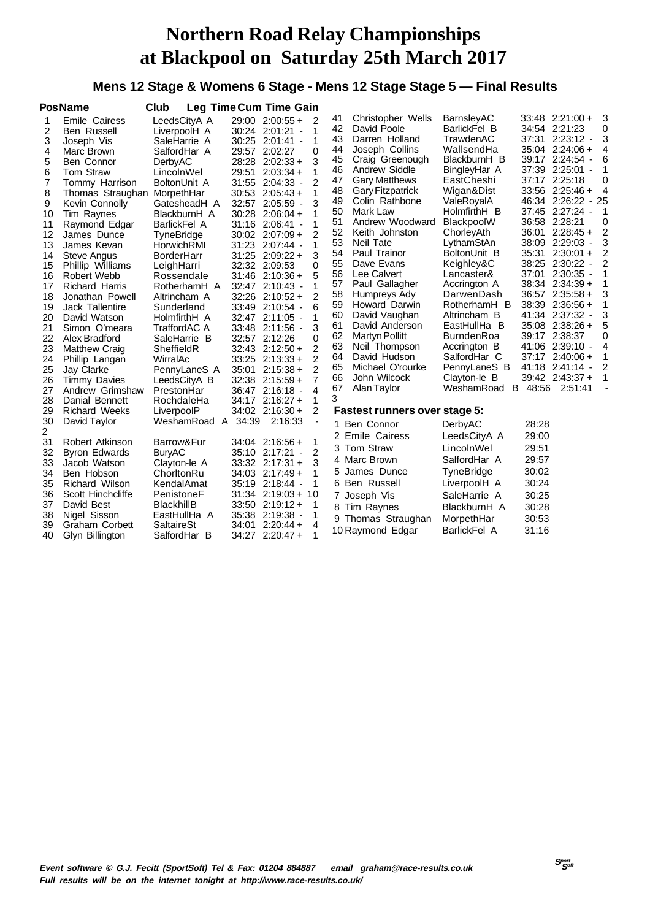# Northern Road Relay Championships at Blackpool on Saturday 25th March 2017

## Mens 12 Stage & Womens 6 Stage - Mens 12 Stage Stage 5 — Final Results

| Pos | Name | Club | Leg Time | Cum Time | Gain |
|---|---|---|---|---|---|
| 1 | Emile Cairess | LeedsCityA A | 29:00 | 2:00:55 + | 2 |
| 2 | Ben Russell | LiverpoolH A | 30:24 | 2:01:21 - | 1 |
| 3 | Joseph Vis | SaleHarrie A | 30:25 | 2:01:41 - | 1 |
| 4 | Marc Brown | SalfordHar A | 29:57 | 2:02:27 | 0 |
| 5 | Ben Connor | DerbyAC | 28:28 | 2:02:33 + | 3 |
| 6 | Tom Straw | LincolnWel | 29:51 | 2:03:34 + | 1 |
| 7 | Tommy Harrison | BoltonUnit A | 31:55 | 2:04:33 - | 2 |
| 8 | Thomas Straughan | MorpethHar | 30:53 | 2:05:43 + | 1 |
| 9 | Kevin Connolly | GatesheadH A | 32:57 | 2:05:59 - | 3 |
| 10 | Tim Raynes | BlackburnH A | 30:28 | 2:06:04 + | 1 |
| 11 | Raymond Edgar | BarlickFel A | 31:16 | 2:06:41 - | 1 |
| 12 | James Dunce | TyneBridge | 30:02 | 2:07:09 + | 2 |
| 13 | James Kevan | HorwichRMI | 31:23 | 2:07:44 - | 1 |
| 14 | Steve Angus | BorderHarr | 31:25 | 2:09:22 + | 3 |
| 15 | Phillip Williams | LeighHarri | 32:32 | 2:09:53 | 0 |
| 16 | Robert Webb | Rossendale | 31:46 | 2:10:36 + | 5 |
| 17 | Richard Harris | RotherhamH A | 32:47 | 2:10:43 - | 1 |
| 18 | Jonathan Powell | Altrincham A | 32:26 | 2:10:52 + | 2 |
| 19 | Jack Tallentire | Sunderland | 33:49 | 2:10:54 - | 6 |
| 20 | David Watson | HolmfirthH A | 32:47 | 2:11:05 - | 1 |
| 21 | Simon O'meara | TraffordAC A | 33:48 | 2:11:56 - | 3 |
| 22 | Alex Bradford | SaleHarrie B | 32:57 | 2:12:26 | 0 |
| 23 | Matthew Craig | SheffieldR | 32:43 | 2:12:50 + | 2 |
| 24 | Phillip Langan | WirralAc | 33:25 | 2:13:33 + | 2 |
| 25 | Jay Clarke | PennyLaneS A | 35:01 | 2:15:38 + | 2 |
| 26 | Timmy Davies | LeedsCityA B | 32:38 | 2:15:59 + | 7 |
| 27 | Andrew Grimshaw | PrestonHar | 36:47 | 2:16:18 - | 4 |
| 28 | Danial Bennett | RochdaleHa | 34:17 | 2:16:27 + | 1 |
| 29 | Richard Weeks | LiverpoolP | 34:02 | 2:16:30 + | 2 |
| 30 | David Taylor | WeshamRoad A | 34:39 | 2:16:33 | -2 |
| 31 | Robert Atkinson | Barrow&Fur | 34:04 | 2:16:56 + | 1 |
| 32 | Byron Edwards | BuryAC | 35:10 | 2:17:21 - | 2 |
| 33 | Jacob Watson | Clayton-le A | 33:32 | 2:17:31 + | 3 |
| 34 | Ben Hobson | ChorltonRu | 34:03 | 2:17:49 + | 1 |
| 35 | Richard Wilson | KendalAmat | 35:19 | 2:18:44 - | 1 |
| 36 | Scott Hinchcliffe | PenistoneF | 31:34 | 2:19:03 + | 10 |
| 37 | David Best | BlackhillB | 33:50 | 2:19:12 + | 1 |
| 38 | Nigel Sisson | EastHullHa A | 35:38 | 2:19:38 - | 1 |
| 39 | Graham Corbett | SaltaireSt | 34:01 | 2:20:44 + | 4 |
| 40 | Glyn Billington | SalfordHar B | 34:27 | 2:20:47 + | 1 |
| 41 | Christopher Wells | BarnsleyAC | 33:48 | 2:21:00 + | 3 |
| 42 | David Poole | BarlickFel B | 34:54 | 2:21:23 | 0 |
| 43 | Darren Holland | TrawdenAC | 37:31 | 2:23:12 - | 3 |
| 44 | Joseph Collins | WallsendHa | 35:04 | 2:24:06 + | 4 |
| 45 | Craig Greenough | BlackburnH B | 39:17 | 2:24:54 - | 6 |
| 46 | Andrew Siddle | BingleyHar A | 37:39 | 2:25:01 - | 1 |
| 47 | Gary Matthews | EastCheshi | 37:17 | 2:25:18 | 0 |
| 48 | Gary Fitzpatrick | Wigan&Dist | 33:56 | 2:25:46 + | 4 |
| 49 | Colin Rathbone | ValeRoyalA | 46:34 | 2:26:22 - | 25 |
| 50 | Mark Law | HolmfirthH B | 37:45 | 2:27:24 - | 1 |
| 51 | Andrew Woodward | BlackpoolW | 36:58 | 2:28:21 | 0 |
| 52 | Keith Johnston | ChorleyAth | 36:01 | 2:28:45 + | 2 |
| 53 | Neil Tate | LythamStAn | 38:09 | 2:29:03 - | 3 |
| 54 | Paul Trainor | BoltonUnit B | 35:31 | 2:30:01 + | 2 |
| 55 | Dave Evans | Keighley&C | 38:25 | 2:30:22 - | 2 |
| 56 | Lee Calvert | Lancaster& | 37:01 | 2:30:35 - | 1 |
| 57 | Paul Gallagher | Accrington A | 38:34 | 2:34:39 + | 1 |
| 58 | Humpreys Ady | DarwenDash | 36:57 | 2:35:58 + | 3 |
| 59 | Howard Darwin | RotherhamH B | 38:39 | 2:36:56 + | 1 |
| 60 | David Vaughan | Altrincham B | 41:34 | 2:37:32 - | 3 |
| 61 | David Anderson | EastHullHa B | 35:08 | 2:38:26 + | 5 |
| 62 | Martyn Pollitt | BurndenRoa | 39:17 | 2:38:37 | 0 |
| 63 | Neil Thompson | Accrington B | 41:06 | 2:39:10 - | 4 |
| 64 | David Hudson | SalfordHar C | 37:17 | 2:40:06 + | 1 |
| 65 | Michael O'rourke | PennyLaneS B | 41:18 | 2:41:14 - | 2 |
| 66 | John Wilcock | Clayton-le B | 39:42 | 2:43:37 + | 1 |
| 67 | Alan Taylor | WeshamRoad B | 48:56 | 2:51:41 | -3 |

### Fastest runners over stage 5:

| | Name | Club | Time |
|---|---|---|---|
| 1 | Ben Connor | DerbyAC | 28:28 |
| 2 | Emile Cairess | LeedsCityA A | 29:00 |
| 3 | Tom Straw | LincolnWel | 29:51 |
| 4 | Marc Brown | SalfordHar A | 29:57 |
| 5 | James Dunce | TyneBridge | 30:02 |
| 6 | Ben Russell | LiverpoolH A | 30:24 |
| 7 | Joseph Vis | SaleHarrie A | 30:25 |
| 8 | Tim Raynes | BlackburnH A | 30:28 |
| 9 | Thomas Straughan | MorpethHar | 30:53 |
| 10 | Raymond Edgar | BarlickFel A | 31:16 |

*Event software © G.J. Fecitt (SportSoft) Tel & Fax: 01204 884887 email graham@race-results.co.uk*
*Full results will be on the internet tonight at http://www.race-results.co.uk/*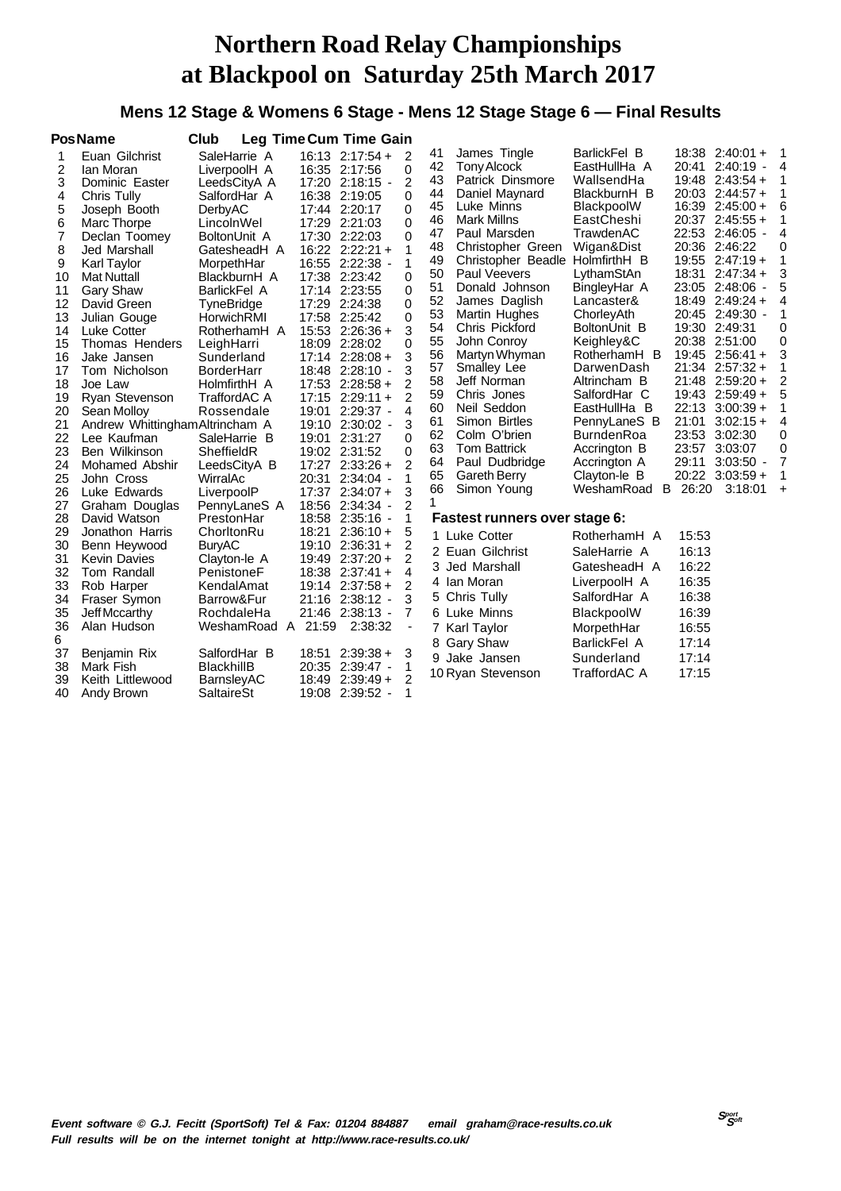# Northern Road Relay Championships at Blackpool on Saturday 25th March 2017

### Mens 12 Stage & Womens 6 Stage - Mens 12 Stage Stage 6 — Final Results

| Pos | Name | Club | Leg Time | Cum Time | Gain |
|---|---|---|---|---|---|
| 1 | Euan Gilchrist | SaleHarrie A | 16:13 | 2:17:54 + | 2 |
| 2 | Ian Moran | LiverpoolH A | 16:35 | 2:17:56 | 0 |
| 3 | Dominic Easter | LeedsCityA A | 17:20 | 2:18:15 - | 2 |
| 4 | Chris Tully | SalfordHar A | 16:38 | 2:19:05 | 0 |
| 5 | Joseph Booth | DerbyAC | 17:44 | 2:20:17 | 0 |
| 6 | Marc Thorpe | LincolnWel | 17:29 | 2:21:03 | 0 |
| 7 | Declan Toomey | BoltonUnit A | 17:30 | 2:22:03 | 0 |
| 8 | Jed Marshall | GatesheadH A | 16:22 | 2:22:21 + | 1 |
| 9 | Karl Taylor | MorpethHar | 16:55 | 2:22:38 - | 1 |
| 10 | Mat Nuttall | BlackburnH A | 17:38 | 2:23:42 | 0 |
| 11 | Gary Shaw | BarlickFel A | 17:14 | 2:23:55 | 0 |
| 12 | David Green | TyneBridge | 17:29 | 2:24:38 | 0 |
| 13 | Julian Gouge | HorwichRMI | 17:58 | 2:25:42 | 0 |
| 14 | Luke Cotter | RotherhamH A | 15:53 | 2:26:36 + | 3 |
| 15 | Thomas Henders | LeighHarri | 18:09 | 2:28:02 | 0 |
| 16 | Jake Jansen | Sunderland | 17:14 | 2:28:08 + | 3 |
| 17 | Tom Nicholson | BorderHarr | 18:48 | 2:28:10 - | 3 |
| 18 | Joe Law | HolmfirthH A | 17:53 | 2:28:58 + | 2 |
| 19 | Ryan Stevenson | TraffordAC A | 17:15 | 2:29:11 + | 2 |
| 20 | Sean Molloy | Rossendale | 19:01 | 2:29:37 - | 4 |
| 21 | Andrew Whittingham | Altrincham A | 19:10 | 2:30:02 - | 3 |
| 22 | Lee Kaufman | SaleHarrie B | 19:01 | 2:31:27 | 0 |
| 23 | Ben Wilkinson | SheffieldR | 19:02 | 2:31:52 | 0 |
| 24 | Mohamed Abshir | LeedsCityA B | 17:27 | 2:33:26 + | 2 |
| 25 | John Cross | WirralAc | 20:31 | 2:34:04 - | 1 |
| 26 | Luke Edwards | LiverpoolP | 17:37 | 2:34:07 + | 3 |
| 27 | Graham Douglas | PennyLaneS A | 18:56 | 2:34:34 - | 2 |
| 28 | David Watson | PrestonHar | 18:58 | 2:35:16 - | 1 |
| 29 | Jonathon Harris | ChorltonRu | 18:21 | 2:36:10 + | 5 |
| 30 | Benn Heywood | BuryAC | 19:10 | 2:36:31 + | 2 |
| 31 | Kevin Davies | Clayton-le A | 19:49 | 2:37:20 + | 2 |
| 32 | Tom Randall | PenistoneF | 18:38 | 2:37:41 + | 4 |
| 33 | Rob Harper | KendalAmat | 19:14 | 2:37:58 + | 2 |
| 34 | Fraser Symon | Barrow&Fur | 21:16 | 2:38:12 - | 3 |
| 35 | Jeff Mccarthy | RochdaleHa | 21:46 | 2:38:13 - | 7 |
| 36 | Alan Hudson | WeshamRoad A | 21:59 | 2:38:32 - | 6 |
| 37 | Benjamin Rix | SalfordHar B | 18:51 | 2:39:38 + | 3 |
| 38 | Mark Fish | BlackhillB | 20:35 | 2:39:47 - | 1 |
| 39 | Keith Littlewood | BarnsleyAC | 18:49 | 2:39:49 + | 2 |
| 40 | Andy Brown | SaltaireSt | 19:08 | 2:39:52 - | 1 |
| 41 | James Tingle | BarlickFel B | 18:38 | 2:40:01 + | 1 |
| 42 | Tony Alcock | EastHullHa A | 20:41 | 2:40:19 - | 4 |
| 43 | Patrick Dinsmore | WallsendHa | 19:48 | 2:43:54 + | 1 |
| 44 | Daniel Maynard | BlackburnH B | 20:03 | 2:44:57 + | 1 |
| 45 | Luke Minns | BlackpoolW | 16:39 | 2:45:00 + | 6 |
| 46 | Mark Millns | EastCheshi | 20:37 | 2:45:55 + | 1 |
| 47 | Paul Marsden | TrawdenAC | 22:53 | 2:46:05 - | 4 |
| 48 | Christopher Green | Wigan&Dist | 20:36 | 2:46:22 | 0 |
| 49 | Christopher Beadle | HolmfirthH B | 19:55 | 2:47:19 + | 1 |
| 50 | Paul Veevers | LythamStAn | 18:31 | 2:47:34 + | 3 |
| 51 | Donald Johnson | BingleyHar A | 23:05 | 2:48:06 - | 5 |
| 52 | James Daglish | Lancaster& | 18:49 | 2:49:24 + | 4 |
| 53 | Martin Hughes | ChorleyAth | 20:45 | 2:49:30 - | 1 |
| 54 | Chris Pickford | BoltonUnit B | 19:30 | 2:49:31 | 0 |
| 55 | John Conroy | Keighley&C | 20:38 | 2:51:00 | 0 |
| 56 | Martyn Whyman | RotherhamH B | 19:45 | 2:56:41 + | 3 |
| 57 | Smalley Lee | DarwenDash | 21:34 | 2:57:32 + | 1 |
| 58 | Jeff Norman | Altrincham B | 21:48 | 2:59:20 + | 2 |
| 59 | Chris Jones | SalfordHar C | 19:43 | 2:59:49 + | 5 |
| 60 | Neil Seddon | EastHullHa B | 22:13 | 3:00:39 + | 1 |
| 61 | Simon Birtles | PennyLaneS B | 21:01 | 3:02:15 + | 4 |
| 62 | Colm O'brien | BurndenRoa | 23:53 | 3:02:30 | 0 |
| 63 | Tom Battrick | Accrington B | 23:57 | 3:03:07 | 0 |
| 64 | Paul Dudbridge | Accrington A | 29:11 | 3:03:50 - | 7 |
| 65 | Gareth Berry | Clayton-le B | 20:22 | 3:03:59 + | 1 |
| 66 | Simon Young | WeshamRoad B | 26:20 | 3:18:01 + | 1 |

### Fastest runners over stage 6:

| | Name | Club | Time |
|---|---|---|---|
| 1 | Luke Cotter | RotherhamH A | 15:53 |
| 2 | Euan Gilchrist | SaleHarrie A | 16:13 |
| 3 | Jed Marshall | GatesheadH A | 16:22 |
| 4 | Ian Moran | LiverpoolH A | 16:35 |
| 5 | Chris Tully | SalfordHar A | 16:38 |
| 6 | Luke Minns | BlackpoolW | 16:39 |
| 7 | Karl Taylor | MorpethHar | 16:55 |
| 8 | Gary Shaw | BarlickFel A | 17:14 |
| 9 | Jake Jansen | Sunderland | 17:14 |
| 10 | Ryan Stevenson | TraffordAC A | 17:15 |

*Event software © G.J. Fecitt (SportSoft) Tel & Fax: 01204 884887 email graham@race-results.co.uk*
*Full results will be on the internet tonight at http://www.race-results.co.uk/*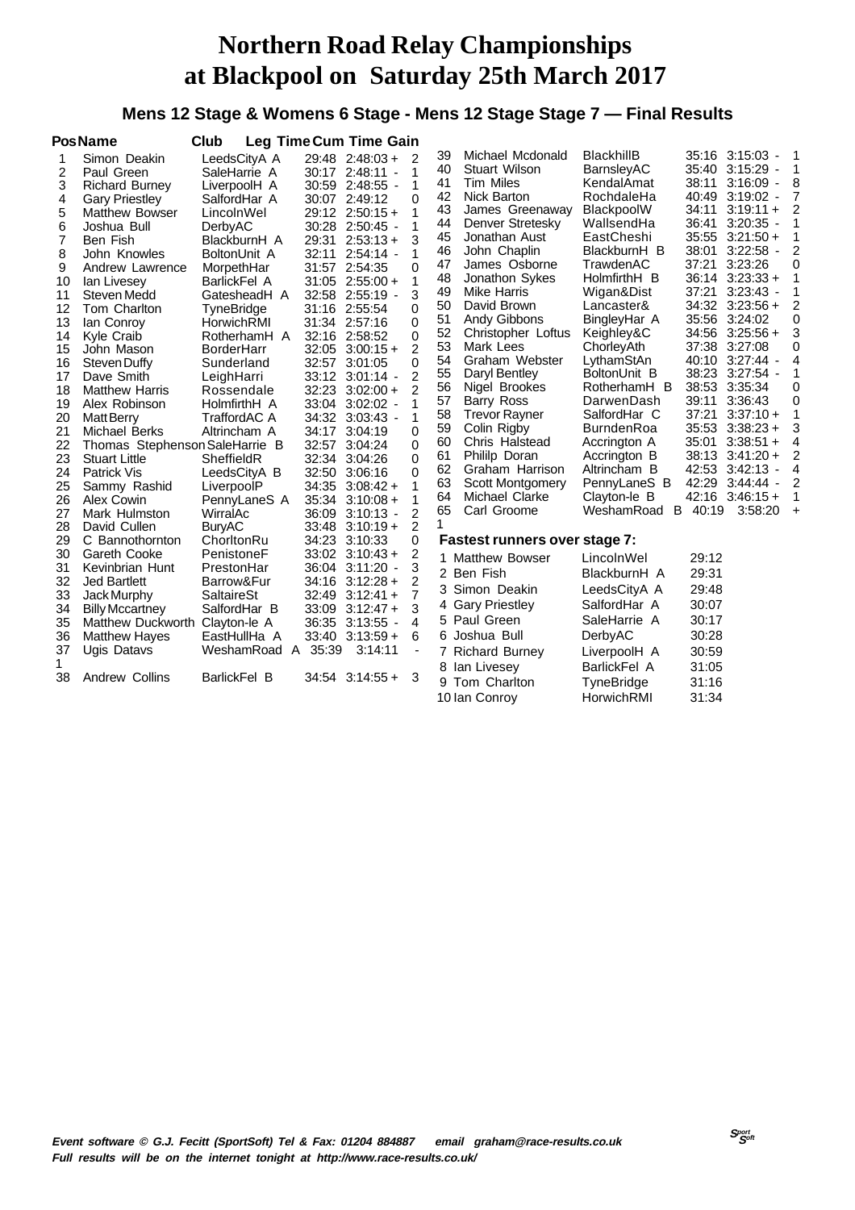# Northern Road Relay Championships at Blackpool on Saturday 25th March 2017

## Mens 12 Stage & Womens 6 Stage - Mens 12 Stage Stage 7 — Final Results

| Pos | Name | Club | Leg Time | Cum Time | Gain |
|---|---|---|---|---|---|
| 1 | Simon Deakin | LeedsCityA A | 29:48 | 2:48:03 + | 2 |
| 2 | Paul Green | SaleHarrie A | 30:17 | 2:48:11 - | 1 |
| 3 | Richard Burney | LiverpoolH A | 30:59 | 2:48:55 - | 1 |
| 4 | Gary Priestley | SalfordHar A | 30:07 | 2:49:12 | 0 |
| 5 | Matthew Bowser | LincolnWel | 29:12 | 2:50:15 + | 1 |
| 6 | Joshua Bull | DerbyAC | 30:28 | 2:50:45 - | 1 |
| 7 | Ben Fish | BlackburnH A | 29:31 | 2:53:13 + | 3 |
| 8 | John Knowles | BoltonUnit A | 32:11 | 2:54:14 - | 1 |
| 9 | Andrew Lawrence | MorpethHar | 31:57 | 2:54:35 | 0 |
| 10 | Ian Livesey | BarlickFel A | 31:05 | 2:55:00 + | 1 |
| 11 | Steven Medd | GatesheadH A | 32:58 | 2:55:19 - | 3 |
| 12 | Tom Charlton | TyneBridge | 31:16 | 2:55:54 | 0 |
| 13 | Ian Conroy | HorwichRMI | 31:34 | 2:57:16 | 0 |
| 14 | Kyle Craib | RotherhamH A | 32:16 | 2:58:52 | 0 |
| 15 | John Mason | BorderHarr | 32:05 | 3:00:15 + | 2 |
| 16 | Steven Duffy | Sunderland | 32:57 | 3:01:05 | 0 |
| 17 | Dave Smith | LeighHarri | 33:12 | 3:01:14 - | 2 |
| 18 | Matthew Harris | Rossendale | 32:23 | 3:02:00 + | 2 |
| 19 | Alex Robinson | HolmfirthH A | 33:04 | 3:02:02 - | 1 |
| 20 | Matt Berry | TraffordAC A | 34:32 | 3:03:43 - | 1 |
| 21 | Michael Berks | Altrincham A | 34:17 | 3:04:19 | 0 |
| 22 | Thomas Stephenson | SaleHarrie B | 32:57 | 3:04:24 | 0 |
| 23 | Stuart Little | SheffieldR | 32:34 | 3:04:26 | 0 |
| 24 | Patrick Vis | LeedsCityA B | 32:50 | 3:06:16 | 0 |
| 25 | Sammy Rashid | LiverpoolP | 34:35 | 3:08:42 + | 1 |
| 26 | Alex Cowin | PennyLaneS A | 35:34 | 3:10:08 + | 1 |
| 27 | Mark Hulmston | WirralAc | 36:09 | 3:10:13 - | 2 |
| 28 | David Cullen | BuryAC | 33:48 | 3:10:19 + | 2 |
| 29 | C Bannothornton | ChorltonRu | 34:23 | 3:10:33 | 0 |
| 30 | Gareth Cooke | PenistoneF | 33:02 | 3:10:43 + | 2 |
| 31 | Kevinbrian Hunt | PrestonHar | 36:04 | 3:11:20 - | 3 |
| 32 | Jed Bartlett | Barrow&Fur | 34:16 | 3:12:28 + | 2 |
| 33 | Jack Murphy | SaltaireSt | 32:49 | 3:12:41 + | 7 |
| 34 | Billy Mccartney | SalfordHar B | 33:09 | 3:12:47 + | 3 |
| 35 | Matthew Duckworth | Clayton-le A | 36:35 | 3:13:55 - | 4 |
| 36 | Matthew Hayes | EastHullHa A | 33:40 | 3:13:59 + | 6 |
| 37 | Ugis Datavs | WeshamRoad A | 35:39 | 3:14:11 | - 1 |
| 38 | Andrew Collins | BarlickFel B | 34:54 | 3:14:55 + | 3 |
| 39 | Michael Mcdonald | BlackhillB | 35:16 | 3:15:03 - | 1 |
| 40 | Stuart Wilson | BarnsleyAC | 35:40 | 3:15:29 - | 1 |
| 41 | Tim Miles | KendalAmat | 38:11 | 3:16:09 - | 8 |
| 42 | Nick Barton | RochdaleHa | 40:49 | 3:19:02 - | 7 |
| 43 | James Greenaway | BlackpoolW | 34:11 | 3:19:11 + | 2 |
| 44 | Denver Stretesky | WallsendHa | 36:41 | 3:20:35 - | 1 |
| 45 | Jonathan Aust | EastCheshi | 35:55 | 3:21:50 + | 1 |
| 46 | John Chaplin | BlackburnH B | 38:01 | 3:22:58 - | 2 |
| 47 | James Osborne | TrawdenAC | 37:21 | 3:23:26 | 0 |
| 48 | Jonathon Sykes | HolmfirthH B | 36:14 | 3:23:33 + | 1 |
| 49 | Mike Harris | Wigan&Dist | 37:21 | 3:23:43 - | 1 |
| 50 | David Brown | Lancaster& | 34:32 | 3:23:56 + | 2 |
| 51 | Andy Gibbons | BingleyHar A | 35:56 | 3:24:02 | 0 |
| 52 | Christopher Loftus | Keighley&C | 34:56 | 3:25:56 + | 3 |
| 53 | Mark Lees | ChorleyAth | 37:38 | 3:27:08 | 0 |
| 54 | Graham Webster | LythamStAn | 40:10 | 3:27:44 - | 4 |
| 55 | Daryl Bentley | BoltonUnit B | 38:23 | 3:27:54 - | 1 |
| 56 | Nigel Brookes | RotherhamH B | 38:53 | 3:35:34 | 0 |
| 57 | Barry Ross | DarwenDash | 39:11 | 3:36:43 | 0 |
| 58 | Trevor Rayner | SalfordHar C | 37:21 | 3:37:10 + | 1 |
| 59 | Colin Rigby | BurndenRoa | 35:53 | 3:38:23 + | 3 |
| 60 | Chris Halstead | Accrington A | 35:01 | 3:38:51 + | 4 |
| 61 | Phililp Doran | Accrington B | 38:13 | 3:41:20 + | 2 |
| 62 | Graham Harrison | Altrincham B | 42:53 | 3:42:13 - | 4 |
| 63 | Scott Montgomery | PennyLaneS B | 42:29 | 3:44:44 - | 2 |
| 64 | Michael Clarke | Clayton-le B | 42:16 | 3:46:15 + | 1 |
| 65 | Carl Groome | WeshamRoad B | 40:19 | 3:58:20 | + 1 |

### Fastest runners over stage 7:

| | Name | Club | Time |
|---|---|---|---|
| 1 | Matthew Bowser | LincolnWel | 29:12 |
| 2 | Ben Fish | BlackburnH A | 29:31 |
| 3 | Simon Deakin | LeedsCityA A | 29:48 |
| 4 | Gary Priestley | SalfordHar A | 30:07 |
| 5 | Paul Green | SaleHarrie A | 30:17 |
| 6 | Joshua Bull | DerbyAC | 30:28 |
| 7 | Richard Burney | LiverpoolH A | 30:59 |
| 8 | Ian Livesey | BarlickFel A | 31:05 |
| 9 | Tom Charlton | TyneBridge | 31:16 |
| 10 | Ian Conroy | HorwichRMI | 31:34 |

*Event software © G.J. Fecitt (SportSoft) Tel & Fax: 01204 884887 email graham@race-results.co.uk*
*Full results will be on the internet tonight at http://www.race-results.co.uk/*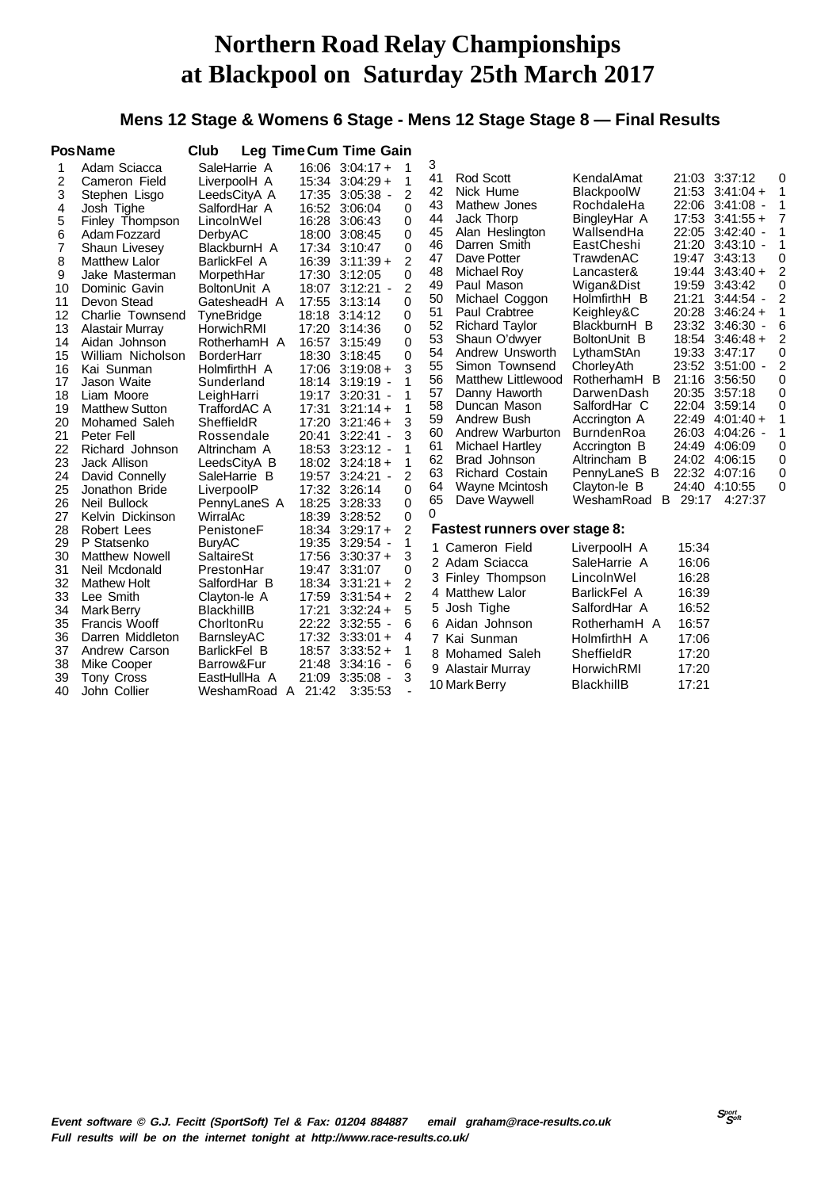# Northern Road Relay Championships at Blackpool on Saturday 25th March 2017

### Mens 12 Stage & Womens 6 Stage - Mens 12 Stage Stage 8 — Final Results

| Pos | Name | Club | Leg Time | Cum Time | Gain |
|---|---|---|---|---|---|
| 1 | Adam Sciacca | SaleHarrie A | 16:06 | 3:04:17 + | 1 |
| 2 | Cameron Field | LiverpoolH A | 15:34 | 3:04:29 + | 1 |
| 3 | Stephen Lisgo | LeedsCityA A | 17:35 | 3:05:38 - | 2 |
| 4 | Josh Tighe | SalfordHar A | 16:52 | 3:06:04 | 0 |
| 5 | Finley Thompson | LincolnWel | 16:28 | 3:06:43 | 0 |
| 6 | Adam Fozzard | DerbyAC | 18:00 | 3:08:45 | 0 |
| 7 | Shaun Livesey | BlackburnH A | 17:34 | 3:10:47 | 0 |
| 8 | Matthew Lalor | BarlickFel A | 16:39 | 3:11:39 + | 2 |
| 9 | Jake Masterman | MorpethHar | 17:30 | 3:12:05 | 0 |
| 10 | Dominic Gavin | BoltonUnit A | 18:07 | 3:12:21 - | 2 |
| 11 | Devon Stead | GatesheadH A | 17:55 | 3:13:14 | 0 |
| 12 | Charlie Townsend | TyneBridge | 18:18 | 3:14:12 | 0 |
| 13 | Alastair Murray | HorwichRMI | 17:20 | 3:14:36 | 0 |
| 14 | Aidan Johnson | RotherhamH A | 16:57 | 3:15:49 | 0 |
| 15 | William Nicholson | BorderHarr | 18:30 | 3:18:45 | 0 |
| 16 | Kai Sunman | HolmfirthH A | 17:06 | 3:19:08 + | 3 |
| 17 | Jason Waite | Sunderland | 18:14 | 3:19:19 - | 1 |
| 18 | Liam Moore | LeighHarri | 19:17 | 3:20:31 - | 1 |
| 19 | Matthew Sutton | TraffordAC A | 17:31 | 3:21:14 + | 1 |
| 20 | Mohamed Saleh | SheffieldR | 17:20 | 3:21:46 + | 3 |
| 21 | Peter Fell | Rossendale | 20:41 | 3:22:41 - | 3 |
| 22 | Richard Johnson | Altrincham A | 18:53 | 3:23:12 - | 1 |
| 23 | Jack Allison | LeedsCityA B | 18:02 | 3:24:18 + | 1 |
| 24 | David Connelly | SaleHarrie B | 19:57 | 3:24:21 - | 2 |
| 25 | Jonathon Bride | LiverpoolP | 17:32 | 3:26:14 | 0 |
| 26 | Neil Bullock | PennyLaneS A | 18:25 | 3:28:33 | 0 |
| 27 | Kelvin Dickinson | WirralAc | 18:39 | 3:28:52 | 0 |
| 28 | Robert Lees | PenistoneF | 18:34 | 3:29:17 + | 2 |
| 29 | P Statsenko | BuryAC | 19:35 | 3:29:54 - | 1 |
| 30 | Matthew Nowell | SaltaireSt | 17:56 | 3:30:37 + | 3 |
| 31 | Neil Mcdonald | PrestonHar | 19:47 | 3:31:07 | 0 |
| 32 | Mathew Holt | SalfordHar B | 18:34 | 3:31:21 + | 2 |
| 33 | Lee Smith | Clayton-le A | 17:59 | 3:31:54 + | 2 |
| 34 | Mark Berry | BlackhillB | 17:21 | 3:32:24 + | 5 |
| 35 | Francis Wooff | ChorltonRu | 22:22 | 3:32:55 - | 6 |
| 36 | Darren Middleton | BarnsleyAC | 17:32 | 3:33:01 + | 4 |
| 37 | Andrew Carson | BarlickFel B | 18:57 | 3:33:52 + | 1 |
| 38 | Mike Cooper | Barrow&Fur | 21:48 | 3:34:16 - | 6 |
| 39 | Tony Cross | EastHullHa A | 21:09 | 3:35:08 - | 3 |
| 40 | John Collier | WeshamRoad A | 21:42 | 3:35:53 | - |
| | | | | | 3 |
| 41 | Rod Scott | KendalAmat | 21:03 | 3:37:12 | 0 |
| 42 | Nick Hume | BlackpoolW | 21:53 | 3:41:04 + | 1 |
| 43 | Mathew Jones | RochdaleHa | 22:06 | 3:41:08 - | 1 |
| 44 | Jack Thorp | BingleyHar A | 17:53 | 3:41:55 + | 7 |
| 45 | Alan Heslington | WallsendHa | 22:05 | 3:42:40 - | 1 |
| 46 | Darren Smith | EastCheshi | 21:20 | 3:43:10 - | 1 |
| 47 | Dave Potter | TrawdenAC | 19:47 | 3:43:13 | 0 |
| 48 | Michael Roy | Lancaster& | 19:44 | 3:43:40 + | 2 |
| 49 | Paul Mason | Wigan&Dist | 19:59 | 3:43:42 | 0 |
| 50 | Michael Coggon | HolmfirthH B | 21:21 | 3:44:54 - | 2 |
| 51 | Paul Crabtree | Keighley&C | 20:28 | 3:46:24 + | 1 |
| 52 | Richard Taylor | BlackburnH B | 23:32 | 3:46:30 - | 6 |
| 53 | Shaun O'dwyer | BoltonUnit B | 18:54 | 3:46:48 + | 2 |
| 54 | Andrew Unsworth | LythamStAn | 19:33 | 3:47:17 | 0 |
| 55 | Simon Townsend | ChorleyAth | 23:52 | 3:51:00 - | 2 |
| 56 | Matthew Littlewood | RotherhamH B | 21:16 | 3:56:50 | 0 |
| 57 | Danny Haworth | DarwenDash | 20:35 | 3:57:18 | 0 |
| 58 | Duncan Mason | SalfordHar C | 22:04 | 3:59:14 | 0 |
| 59 | Andrew Bush | Accrington A | 22:49 | 4:01:40 + | 1 |
| 60 | Andrew Warburton | BurndenRoa | 26:03 | 4:04:26 - | 1 |
| 61 | Michael Hartley | Accrington B | 24:49 | 4:06:09 | 0 |
| 62 | Brad Johnson | Altrincham B | 24:02 | 4:06:15 | 0 |
| 63 | Richard Costain | PennyLaneS B | 22:32 | 4:07:16 | 0 |
| 64 | Wayne Mcintosh | Clayton-le B | 24:40 | 4:10:55 | 0 |
| 65 | Dave Waywell | WeshamRoad B | 29:17 | 4:27:37 | 0 |

### Fastest runners over stage 8:

| | Name | Club | Time |
|---|---|---|---|
| 1 | Cameron Field | LiverpoolH A | 15:34 |
| 2 | Adam Sciacca | SaleHarrie A | 16:06 |
| 3 | Finley Thompson | LincolnWel | 16:28 |
| 4 | Matthew Lalor | BarlickFel A | 16:39 |
| 5 | Josh Tighe | SalfordHar A | 16:52 |
| 6 | Aidan Johnson | RotherhamH A | 16:57 |
| 7 | Kai Sunman | HolmfirthH A | 17:06 |
| 8 | Mohamed Saleh | SheffieldR | 17:20 |
| 9 | Alastair Murray | HorwichRMI | 17:20 |
| 10 | Mark Berry | BlackhillB | 17:21 |

*Event software © G.J. Fecitt (SportSoft) Tel & Fax: 01204 884887 email graham@race-results.co.uk*
*Full results will be on the internet tonight at http://www.race-results.co.uk/*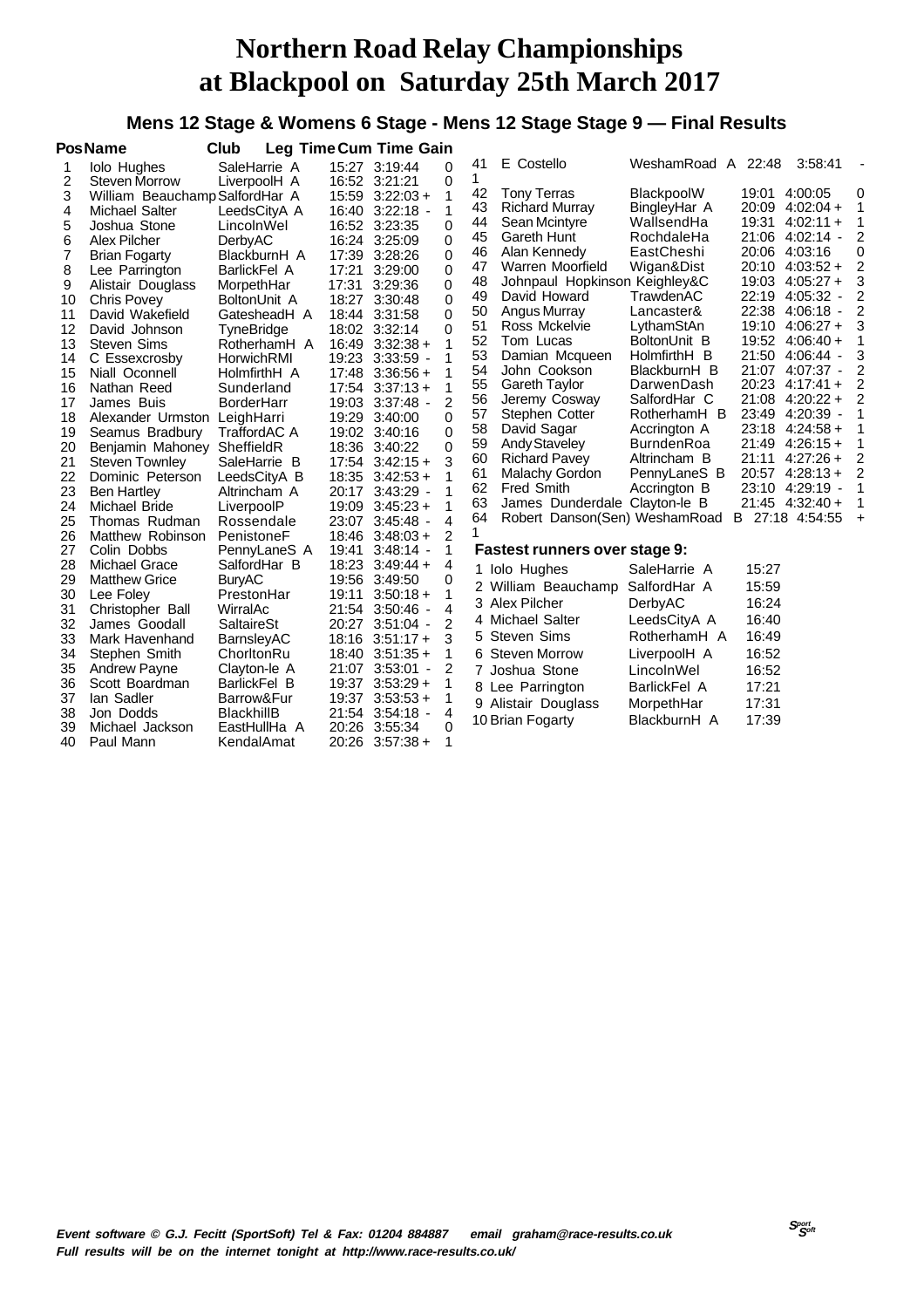# Northern Road Relay Championships
# at Blackpool on Saturday 25th March 2017

## Mens 12 Stage & Womens 6 Stage - Mens 12 Stage Stage 9 — Final Results

| Pos | Name | Club | Leg Time | Cum Time | Gain |
|---|---|---|---|---|---|
| 1 | Iolo Hughes | SaleHarrie A | 15:27 | 3:19:44 | 0 |
| 2 | Steven Morrow | LiverpoolH A | 16:52 | 3:21:21 | 0 |
| 3 | William Beauchamp | SalfordHar A | 15:59 | 3:22:03 + | 1 |
| 4 | Michael Salter | LeedsCityA A | 16:40 | 3:22:18 - | 1 |
| 5 | Joshua Stone | LincolnWel | 16:52 | 3:23:35 | 0 |
| 6 | Alex Pilcher | DerbyAC | 16:24 | 3:25:09 | 0 |
| 7 | Brian Fogarty | BlackburnH A | 17:39 | 3:28:26 | 0 |
| 8 | Lee Parrington | BarlickFel A | 17:21 | 3:29:00 | 0 |
| 9 | Alistair Douglass | MorpethHar | 17:31 | 3:29:36 | 0 |
| 10 | Chris Povey | BoltonUnit A | 18:27 | 3:30:48 | 0 |
| 11 | David Wakefield | GatesheadH A | 18:44 | 3:31:58 | 0 |
| 12 | David Johnson | TyneBridge | 18:02 | 3:32:14 | 0 |
| 13 | Steven Sims | RotherhamH A | 16:49 | 3:32:38 + | 1 |
| 14 | C Essexcrosby | HorwichRMI | 19:23 | 3:33:59 - | 1 |
| 15 | Niall Oconnell | HolmfirthH A | 17:48 | 3:36:56 + | 1 |
| 16 | Nathan Reed | Sunderland | 17:54 | 3:37:13 + | 1 |
| 17 | James Buis | BorderHarr | 19:03 | 3:37:48 - | 2 |
| 18 | Alexander Urmston | LeighHarri | 19:29 | 3:40:00 | 0 |
| 19 | Seamus Bradbury | TraffordAC A | 19:02 | 3:40:16 | 0 |
| 20 | Benjamin Mahoney | SheffieldR | 18:36 | 3:40:22 | 0 |
| 21 | Steven Townley | SaleHarrie B | 17:54 | 3:42:15 + | 3 |
| 22 | Dominic Peterson | LeedsCityA B | 18:35 | 3:42:53 + | 1 |
| 23 | Ben Hartley | Altrincham A | 20:17 | 3:43:29 - | 1 |
| 24 | Michael Bride | LiverpoolP | 19:09 | 3:45:23 + | 1 |
| 25 | Thomas Rudman | Rossendale | 23:07 | 3:45:48 - | 4 |
| 26 | Matthew Robinson | PenistoneF | 18:46 | 3:48:03 + | 2 |
| 27 | Colin Dobbs | PennyLaneS A | 19:41 | 3:48:14 - | 1 |
| 28 | Michael Grace | SalfordHar B | 18:23 | 3:49:44 + | 4 |
| 29 | Matthew Grice | BuryAC | 19:56 | 3:49:50 | 0 |
| 30 | Lee Foley | PrestonHar | 19:11 | 3:50:18 + | 1 |
| 31 | Christopher Ball | WirralAc | 21:54 | 3:50:46 - | 4 |
| 32 | James Goodall | SaltaireSt | 20:27 | 3:51:04 - | 2 |
| 33 | Mark Havenhand | BarnsleyAC | 18:16 | 3:51:17 + | 3 |
| 34 | Stephen Smith | ChorltonRu | 18:40 | 3:51:35 + | 1 |
| 35 | Andrew Payne | Clayton-le A | 21:07 | 3:53:01 - | 2 |
| 36 | Scott Boardman | BarlickFel B | 19:37 | 3:53:29 + | 1 |
| 37 | Ian Sadler | Barrow&Fur | 19:37 | 3:53:53 + | 1 |
| 38 | Jon Dodds | BlackhillB | 21:54 | 3:54:18 - | 4 |
| 39 | Michael Jackson | EastHullHa A | 20:26 | 3:55:34 | 0 |
| 40 | Paul Mann | KendalAmat | 20:26 | 3:57:38 + | 1 |
| 41 | E Costello | WeshamRoad A | 22:48 | 3:58:41 - | 1 |
| 42 | Tony Terras | BlackpoolW | 19:01 | 4:00:05 | 0 |
| 43 | Richard Murray | BingleyHar A | 20:09 | 4:02:04 + | 1 |
| 44 | Sean Mcintyre | WallsendHa | 19:31 | 4:02:11 + | 1 |
| 45 | Gareth Hunt | RochdaleHa | 21:06 | 4:02:14 - | 2 |
| 46 | Alan Kennedy | EastCheshi | 20:06 | 4:03:16 | 0 |
| 47 | Warren Moorfield | Wigan&Dist | 20:10 | 4:03:52 + | 2 |
| 48 | Johnpaul Hopkinson | Keighley&C | 19:03 | 4:05:27 + | 3 |
| 49 | David Howard | TrawdenAC | 22:19 | 4:05:32 - | 2 |
| 50 | Angus Murray | Lancaster& | 22:38 | 4:06:18 - | 2 |
| 51 | Ross Mckelvie | LythamStAn | 19:10 | 4:06:27 + | 3 |
| 52 | Tom Lucas | BoltonUnit B | 19:52 | 4:06:40 + | 1 |
| 53 | Damian Mcqueen | HolmfirthH B | 21:50 | 4:06:44 - | 3 |
| 54 | John Cookson | BlackburnH B | 21:07 | 4:07:37 - | 2 |
| 55 | Gareth Taylor | DarwenDash | 20:23 | 4:17:41 + | 2 |
| 56 | Jeremy Cosway | SalfordHar C | 21:08 | 4:20:22 + | 2 |
| 57 | Stephen Cotter | RotherhamH B | 23:49 | 4:20:39 - | 1 |
| 58 | David Sagar | Accrington A | 23:18 | 4:24:58 + | 1 |
| 59 | Andy Staveley | BurndenRoa | 21:49 | 4:26:15 + | 1 |
| 60 | Richard Pavey | Altrincham B | 21:11 | 4:27:26 + | 2 |
| 61 | Malachy Gordon | PennyLaneS B | 20:57 | 4:28:13 + | 2 |
| 62 | Fred Smith | Accrington B | 23:10 | 4:29:19 - | 1 |
| 63 | James Dunderdale | Clayton-le B | 21:45 | 4:32:40 + | 1 |
| 64 | Robert Danson(Sen) | WeshamRoad B | 27:18 | 4:54:55 + | 1 |

### Fastest runners over stage 9:

| | Name | Club | Time |
|---|---|---|---|
| 1 | Iolo Hughes | SaleHarrie A | 15:27 |
| 2 | William Beauchamp | SalfordHar A | 15:59 |
| 3 | Alex Pilcher | DerbyAC | 16:24 |
| 4 | Michael Salter | LeedsCityA A | 16:40 |
| 5 | Steven Sims | RotherhamH A | 16:49 |
| 6 | Steven Morrow | LiverpoolH A | 16:52 |
| 7 | Joshua Stone | LincolnWel | 16:52 |
| 8 | Lee Parrington | BarlickFel A | 17:21 |
| 9 | Alistair Douglass | MorpethHar | 17:31 |
| 10 | Brian Fogarty | BlackburnH A | 17:39 |

*Event software © G.J. Fecitt (SportSoft) Tel & Fax: 01204 884887 email graham@race-results.co.uk*
*Full results will be on the internet tonight at http://www.race-results.co.uk/*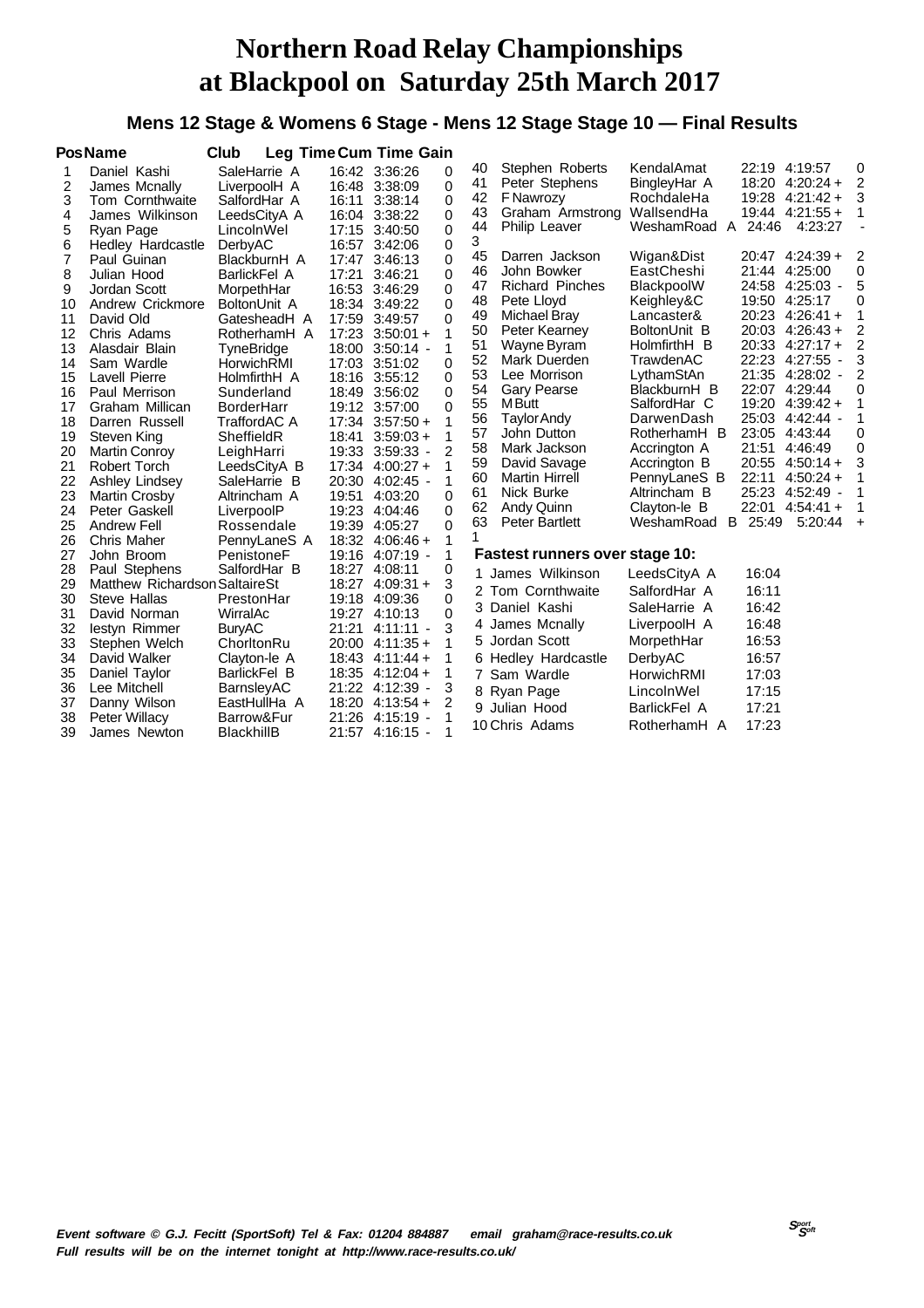# Northern Road Relay Championships
# at Blackpool on Saturday 25th March 2017

## Mens 12 Stage & Womens 6 Stage - Mens 12 Stage Stage 10 — Final Results

| Pos | Name | Club | Leg Time | Cum Time | Gain |
|---|---|---|---|---|---|
| 1 | Daniel Kashi | SaleHarrie A | 16:42 | 3:36:26 | 0 |
| 2 | James Mcnally | LiverpoolH A | 16:48 | 3:38:09 | 0 |
| 3 | Tom Cornthwaite | SalfordHar A | 16:11 | 3:38:14 | 0 |
| 4 | James Wilkinson | LeedsCityA A | 16:04 | 3:38:22 | 0 |
| 5 | Ryan Page | LincolnWel | 17:15 | 3:40:50 | 0 |
| 6 | Hedley Hardcastle | DerbyAC | 16:57 | 3:42:06 | 0 |
| 7 | Paul Guinan | BlackburnH A | 17:47 | 3:46:13 | 0 |
| 8 | Julian Hood | BarlickFel A | 17:21 | 3:46:21 | 0 |
| 9 | Jordan Scott | MorpethHar | 16:53 | 3:46:29 | 0 |
| 10 | Andrew Crickmore | BoltonUnit A | 18:34 | 3:49:22 | 0 |
| 11 | David Old | GatesheadH A | 17:59 | 3:49:57 | 0 |
| 12 | Chris Adams | RotherhamH A | 17:23 | 3:50:01 + | 1 |
| 13 | Alasdair Blain | TyneBridge | 18:00 | 3:50:14 - | 1 |
| 14 | Sam Wardle | HorwichRMI | 17:03 | 3:51:02 | 0 |
| 15 | Lavell Pierre | HolmfirthH A | 18:16 | 3:55:12 | 0 |
| 16 | Paul Merrison | Sunderland | 18:49 | 3:56:02 | 0 |
| 17 | Graham Millican | BorderHarr | 19:12 | 3:57:00 | 0 |
| 18 | Darren Russell | TraffordAC A | 17:34 | 3:57:50 + | 1 |
| 19 | Steven King | SheffieldR | 18:41 | 3:59:03 + | 1 |
| 20 | Martin Conroy | LeighHarri | 19:33 | 3:59:33 - | 2 |
| 21 | Robert Torch | LeedsCityA B | 17:34 | 4:00:27 + | 1 |
| 22 | Ashley Lindsey | SaleHarrie B | 20:30 | 4:02:45 - | 1 |
| 23 | Martin Crosby | Altrincham A | 19:51 | 4:03:20 | 0 |
| 24 | Peter Gaskell | LiverpoolP | 19:23 | 4:04:46 | 0 |
| 25 | Andrew Fell | Rossendale | 19:39 | 4:05:27 | 0 |
| 26 | Chris Maher | PennyLaneS A | 18:32 | 4:06:46 + | 1 |
| 27 | John Broom | PenistoneF | 19:16 | 4:07:19 - | 1 |
| 28 | Paul Stephens | SalfordHar B | 18:27 | 4:08:11 | 0 |
| 29 | Matthew Richardson | SaltaireSt | 18:27 | 4:09:31 + | 3 |
| 30 | Steve Hallas | PrestonHar | 19:18 | 4:09:36 | 0 |
| 31 | David Norman | WirralAc | 19:27 | 4:10:13 | 0 |
| 32 | Iestyn Rimmer | BuryAC | 21:21 | 4:11:11 - | 3 |
| 33 | Stephen Welch | ChorltonRu | 20:00 | 4:11:35 + | 1 |
| 34 | David Walker | Clayton-le A | 18:43 | 4:11:44 + | 1 |
| 35 | Daniel Taylor | BarlickFel B | 18:35 | 4:12:04 + | 1 |
| 36 | Lee Mitchell | BarnsleyAC | 21:22 | 4:12:39 - | 3 |
| 37 | Danny Wilson | EastHullHa A | 18:20 | 4:13:54 + | 2 |
| 38 | Peter Willacy | Barrow&Fur | 21:26 | 4:15:19 - | 1 |
| 39 | James Newton | BlackhillB | 21:57 | 4:16:15 - | 1 |
| 40 | Stephen Roberts | KendalAmat | 22:19 | 4:19:57 | 0 |
| 41 | Peter Stephens | BingleyHar A | 18:20 | 4:20:24 + | 2 |
| 42 | F Nawrozy | RochdaleHa | 19:28 | 4:21:42 + | 3 |
| 43 | Graham Armstrong | WallsendHa | 19:44 | 4:21:55 + | 1 |
| 44 | Philip Leaver | WeshamRoad A | 24:46 | 4:23:27 | -3 |
| 45 | Darren Jackson | Wigan&Dist | 20:47 | 4:24:39 + | 2 |
| 46 | John Bowker | EastCheshi | 21:44 | 4:25:00 | 0 |
| 47 | Richard Pinches | BlackpoolW | 24:58 | 4:25:03 - | 5 |
| 48 | Pete Lloyd | Keighley&C | 19:50 | 4:25:17 | 0 |
| 49 | Michael Bray | Lancaster& | 20:23 | 4:26:41 + | 1 |
| 50 | Peter Kearney | BoltonUnit B | 20:03 | 4:26:43 + | 2 |
| 51 | Wayne Byram | HolmfirthH B | 20:33 | 4:27:17 + | 2 |
| 52 | Mark Duerden | TrawdenAC | 22:23 | 4:27:55 - | 3 |
| 53 | Lee Morrison | LythamStAn | 21:35 | 4:28:02 - | 2 |
| 54 | Gary Pearse | BlackburnH B | 22:07 | 4:29:44 | 0 |
| 55 | M Butt | SalfordHar C | 19:20 | 4:39:42 + | 1 |
| 56 | Taylor Andy | DarwenDash | 25:03 | 4:42:44 - | 1 |
| 57 | John Dutton | RotherhamH B | 23:05 | 4:43:44 | 0 |
| 58 | Mark Jackson | Accrington A | 21:51 | 4:46:49 | 0 |
| 59 | David Savage | Accrington B | 20:55 | 4:50:14 + | 3 |
| 60 | Martin Hirrell | PennyLaneS B | 22:11 | 4:50:24 + | 1 |
| 61 | Nick Burke | Altrincham B | 25:23 | 4:52:49 - | 1 |
| 62 | Andy Quinn | Clayton-le B | 22:01 | 4:54:41 + | 1 |
| 63 | Peter Bartlett | WeshamRoad B | 25:49 | 5:20:44 + | 1 |

### Fastest runners over stage 10:

| | Name | Club | Time |
|---|---|---|---|
| 1 | James Wilkinson | LeedsCityA A | 16:04 |
| 2 | Tom Cornthwaite | SalfordHar A | 16:11 |
| 3 | Daniel Kashi | SaleHarrie A | 16:42 |
| 4 | James Mcnally | LiverpoolH A | 16:48 |
| 5 | Jordan Scott | MorpethHar | 16:53 |
| 6 | Hedley Hardcastle | DerbyAC | 16:57 |
| 7 | Sam Wardle | HorwichRMI | 17:03 |
| 8 | Ryan Page | LincolnWel | 17:15 |
| 9 | Julian Hood | BarlickFel A | 17:21 |
| 10 | Chris Adams | RotherhamH A | 17:23 |

*Event software © G.J. Fecitt (SportSoft) Tel & Fax: 01204 884887 email graham@race-results.co.uk*
*Full results will be on the internet tonight at http://www.race-results.co.uk/*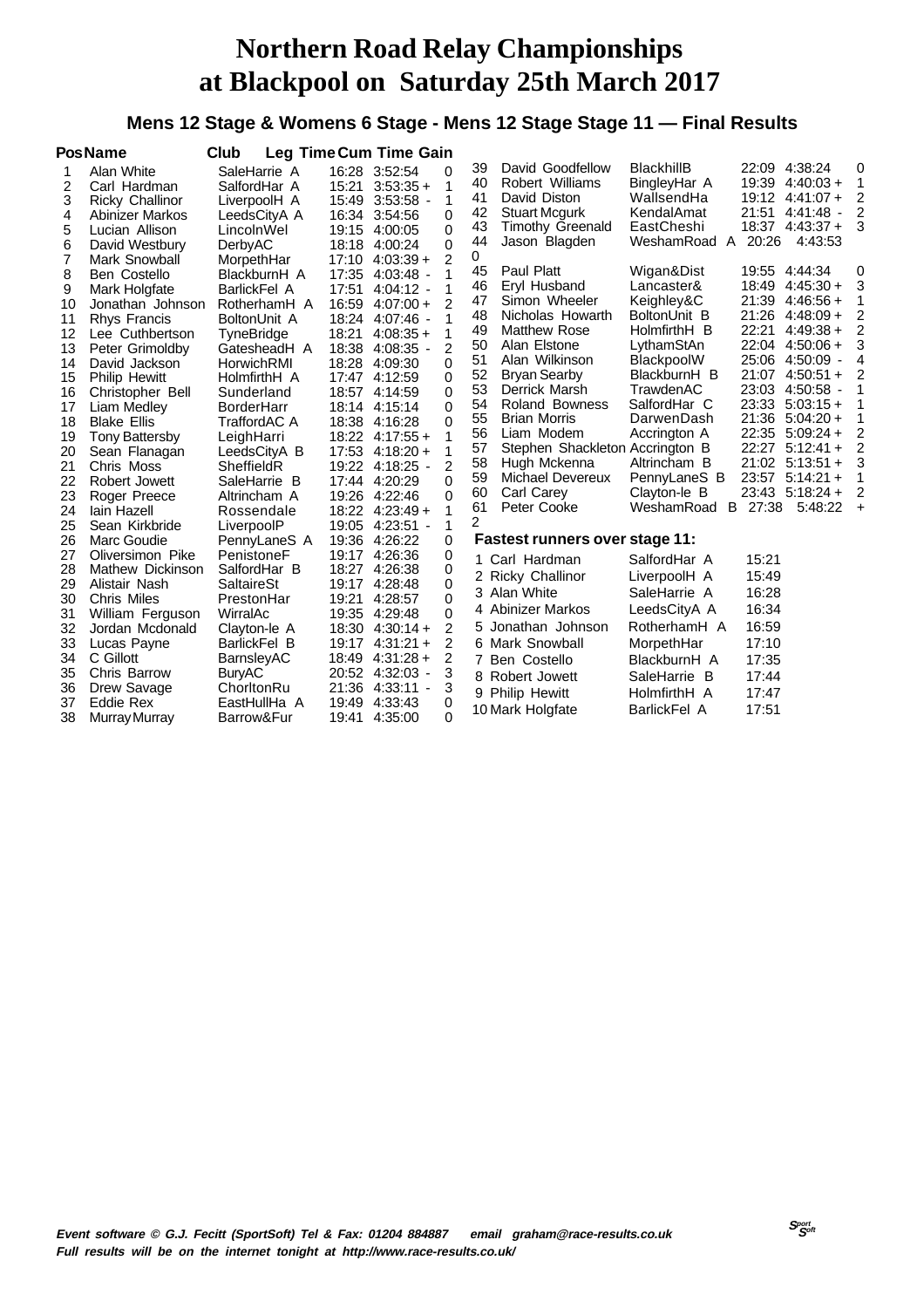# Northern Road Relay Championships at Blackpool on Saturday 25th March 2017

## Mens 12 Stage & Womens 6 Stage - Mens 12 Stage Stage 11 — Final Results

| Pos | Name | Club | Leg Time | Cum Time | Gain |
|---|---|---|---|---|---|
| 1 | Alan White | SaleHarrie A | 16:28 | 3:52:54 | 0 |
| 2 | Carl Hardman | SalfordHar A | 15:21 | 3:53:35 + | 1 |
| 3 | Ricky Challinor | LiverpoolH A | 15:49 | 3:53:58 - | 1 |
| 4 | Abinizer Markos | LeedsCityA A | 16:34 | 3:54:56 | 0 |
| 5 | Lucian Allison | LincolnWel | 19:15 | 4:00:05 | 0 |
| 6 | David Westbury | DerbyAC | 18:18 | 4:00:24 | 0 |
| 7 | Mark Snowball | MorpethHar | 17:10 | 4:03:39 + | 2 |
| 8 | Ben Costello | BlackburnH A | 17:35 | 4:03:48 - | 1 |
| 9 | Mark Holgfate | BarlickFel A | 17:51 | 4:04:12 - | 1 |
| 10 | Jonathan Johnson | RotherhamH A | 16:59 | 4:07:00 + | 2 |
| 11 | Rhys Francis | BoltonUnit A | 18:24 | 4:07:46 - | 1 |
| 12 | Lee Cuthbertson | TyneBridge | 18:21 | 4:08:35 + | 1 |
| 13 | Peter Grimoldby | GatesheadH A | 18:38 | 4:08:35 - | 2 |
| 14 | David Jackson | HorwichRMI | 18:28 | 4:09:30 | 0 |
| 15 | Philip Hewitt | HolmfirthH A | 17:47 | 4:12:59 | 0 |
| 16 | Christopher Bell | Sunderland | 18:57 | 4:14:59 | 0 |
| 17 | Liam Medley | BorderHarr | 18:14 | 4:15:14 | 0 |
| 18 | Blake Ellis | TraffordAC A | 18:38 | 4:16:28 | 0 |
| 19 | Tony Battersby | LeighHarri | 18:22 | 4:17:55 + | 1 |
| 20 | Sean Flanagan | LeedsCityA B | 17:53 | 4:18:20 + | 1 |
| 21 | Chris Moss | SheffieldR | 19:22 | 4:18:25 - | 2 |
| 22 | Robert Jowett | SaleHarrie B | 17:44 | 4:20:29 | 0 |
| 23 | Roger Preece | Altrincham A | 19:26 | 4:22:46 | 0 |
| 24 | Iain Hazell | Rossendale | 18:22 | 4:23:49 + | 1 |
| 25 | Sean Kirkbride | LiverpoolP | 19:05 | 4:23:51 - | 1 |
| 26 | Marc Goudie | PennyLaneS A | 19:36 | 4:26:22 | 0 |
| 27 | Oliversimon Pike | PenistoneF | 19:17 | 4:26:36 | 0 |
| 28 | Mathew Dickinson | SalfordHar B | 18:27 | 4:26:38 | 0 |
| 29 | Alistair Nash | SaltaireSt | 19:17 | 4:28:48 | 0 |
| 30 | Chris Miles | PrestonHar | 19:21 | 4:28:57 | 0 |
| 31 | William Ferguson | WirralAc | 19:35 | 4:29:48 | 0 |
| 32 | Jordan Mcdonald | Clayton-le A | 18:30 | 4:30:14 + | 2 |
| 33 | Lucas Payne | BarlickFel B | 19:17 | 4:31:21 + | 2 |
| 34 | C Gillott | BarnsleyAC | 18:49 | 4:31:28 + | 2 |
| 35 | Chris Barrow | BuryAC | 20:52 | 4:32:03 - | 3 |
| 36 | Drew Savage | ChorltonRu | 21:36 | 4:33:11 - | 3 |
| 37 | Eddie Rex | EastHullHa A | 19:49 | 4:33:43 | 0 |
| 38 | Murray Murray | Barrow&Fur | 19:41 | 4:35:00 | 0 |
| 39 | David Goodfellow | BlackhillB | 22:09 | 4:38:24 | 0 |
| 40 | Robert Williams | BingleyHar A | 19:39 | 4:40:03 + | 1 |
| 41 | David Diston | WallsendHa | 19:12 | 4:41:07 + | 2 |
| 42 | Stuart Mcgurk | KendalAmat | 21:51 | 4:41:48 - | 2 |
| 43 | Timothy Greenald | EastCheshi | 18:37 | 4:43:37 + | 3 |
| 44 | Jason Blagden | WeshamRoad A | 20:26 | 4:43:53 | 0 |
| 45 | Paul Platt | Wigan&Dist | 19:55 | 4:44:34 | 0 |
| 46 | Eryl Husband | Lancaster& | 18:49 | 4:45:30 + | 3 |
| 47 | Simon Wheeler | Keighley&C | 21:39 | 4:46:56 + | 1 |
| 48 | Nicholas Howarth | BoltonUnit B | 21:26 | 4:48:09 + | 2 |
| 49 | Matthew Rose | HolmfirthH B | 22:21 | 4:49:38 + | 2 |
| 50 | Alan Elstone | LythamStAn | 22:04 | 4:50:06 + | 3 |
| 51 | Alan Wilkinson | BlackpoolW | 25:06 | 4:50:09 - | 4 |
| 52 | Bryan Searby | BlackburnH B | 21:07 | 4:50:51 + | 2 |
| 53 | Derrick Marsh | TrawdenAC | 23:03 | 4:50:58 - | 1 |
| 54 | Roland Bowness | SalfordHar C | 23:33 | 5:03:15 + | 1 |
| 55 | Brian Morris | DarwenDash | 21:36 | 5:04:20 + | 1 |
| 56 | Liam Modem | Accrington A | 22:35 | 5:09:24 + | 2 |
| 57 | Stephen Shackleton | Accrington B | 22:27 | 5:12:41 + | 2 |
| 58 | Hugh Mckenna | Altrincham B | 21:02 | 5:13:51 + | 3 |
| 59 | Michael Devereux | PennyLaneS B | 23:57 | 5:14:21 + | 1 |
| 60 | Carl Carey | Clayton-le B | 23:43 | 5:18:24 + | 2 |
| 61 | Peter Cooke | WeshamRoad B | 27:38 | 5:48:22 + | 2 |

### Fastest runners over stage 11:

| | Name | Club | Time |
|---|---|---|---|
| 1 | Carl Hardman | SalfordHar A | 15:21 |
| 2 | Ricky Challinor | LiverpoolH A | 15:49 |
| 3 | Alan White | SaleHarrie A | 16:28 |
| 4 | Abinizer Markos | LeedsCityA A | 16:34 |
| 5 | Jonathan Johnson | RotherhamH A | 16:59 |
| 6 | Mark Snowball | MorpethHar | 17:10 |
| 7 | Ben Costello | BlackburnH A | 17:35 |
| 8 | Robert Jowett | SaleHarrie B | 17:44 |
| 9 | Philip Hewitt | HolmfirthH A | 17:47 |
| 10 | Mark Holgfate | BarlickFel A | 17:51 |

*Event software © G.J. Fecitt (SportSoft) Tel & Fax: 01204 884887 email graham@race-results.co.uk*
*Full results will be on the internet tonight at http://www.race-results.co.uk/*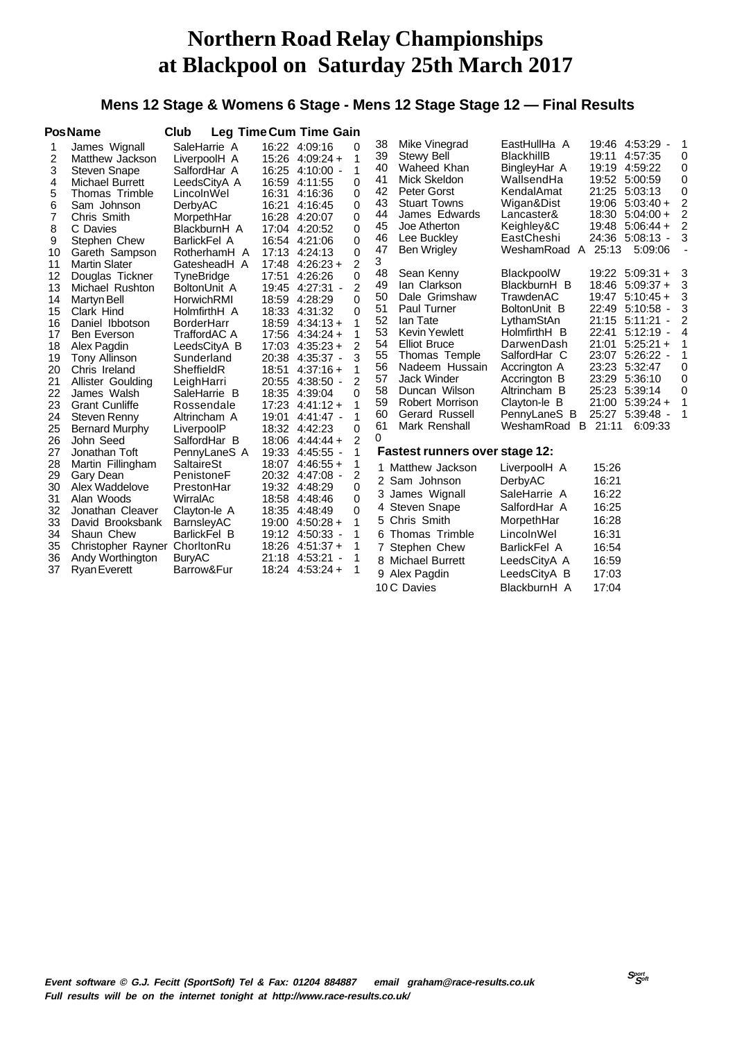# Northern Road Relay Championships at Blackpool on Saturday 25th March 2017

### Mens 12 Stage & Womens 6 Stage - Mens 12 Stage Stage 12 — Final Results

| Pos | Name | Club | Leg Time | Cum Time | Gain |
|---|---|---|---|---|---|
| 1 | James Wignall | SaleHarrie A | 16:22 | 4:09:16 | 0 |
| 2 | Matthew Jackson | LiverpoolH A | 15:26 | 4:09:24 + | 1 |
| 3 | Steven Snape | SalfordHar A | 16:25 | 4:10:00 - | 1 |
| 4 | Michael Burrett | LeedsCityA A | 16:59 | 4:11:55 | 0 |
| 5 | Thomas Trimble | LincolnWel | 16:31 | 4:16:36 | 0 |
| 6 | Sam Johnson | DerbyAC | 16:21 | 4:16:45 | 0 |
| 7 | Chris Smith | MorpethHar | 16:28 | 4:20:07 | 0 |
| 8 | C Davies | BlackburnH A | 17:04 | 4:20:52 | 0 |
| 9 | Stephen Chew | BarlickFel A | 16:54 | 4:21:06 | 0 |
| 10 | Gareth Sampson | RotherhamH A | 17:13 | 4:24:13 | 0 |
| 11 | Martin Slater | GatesheadH A | 17:48 | 4:26:23 + | 2 |
| 12 | Douglas Tickner | TyneBridge | 17:51 | 4:26:26 | 0 |
| 13 | Michael Rushton | BoltonUnit A | 19:45 | 4:27:31 - | 2 |
| 14 | Martyn Bell | HorwichRMI | 18:59 | 4:28:29 | 0 |
| 15 | Clark Hind | HolmfirthH A | 18:33 | 4:31:32 | 0 |
| 16 | Daniel Ibbotson | BorderHarr | 18:59 | 4:34:13 + | 1 |
| 17 | Ben Everson | TraffordAC A | 17:56 | 4:34:24 + | 1 |
| 18 | Alex Pagdin | LeedsCityA B | 17:03 | 4:35:23 + | 2 |
| 19 | Tony Allinson | Sunderland | 20:38 | 4:35:37 - | 3 |
| 20 | Chris Ireland | SheffieldR | 18:51 | 4:37:16 + | 1 |
| 21 | Allister Goulding | LeighHarri | 20:55 | 4:38:50 - | 2 |
| 22 | James Walsh | SaleHarrie B | 18:35 | 4:39:04 | 0 |
| 23 | Grant Cunliffe | Rossendale | 17:23 | 4:41:12 + | 1 |
| 24 | Steven Renny | Altrincham A | 19:01 | 4:41:47 - | 1 |
| 25 | Bernard Murphy | LiverpoolP | 18:32 | 4:42:23 | 0 |
| 26 | John Seed | SalfordHar B | 18:06 | 4:44:44 + | 2 |
| 27 | Jonathan Toft | PennyLaneS A | 19:33 | 4:45:55 - | 1 |
| 28 | Martin Fillingham | SaltaireSt | 18:07 | 4:46:55 + | 1 |
| 29 | Gary Dean | PenistoneF | 20:32 | 4:47:08 - | 2 |
| 30 | Alex Waddelove | PrestonHar | 19:32 | 4:48:29 | 0 |
| 31 | Alan Woods | WirralAc | 18:58 | 4:48:46 | 0 |
| 32 | Jonathan Cleaver | Clayton-le A | 18:35 | 4:48:49 | 0 |
| 33 | David Brooksbank | BarnsleyAC | 19:00 | 4:50:28 + | 1 |
| 34 | Shaun Chew | BarlickFel B | 19:12 | 4:50:33 - | 1 |
| 35 | Christopher Rayner | ChorltonRu | 18:26 | 4:51:37 + | 1 |
| 36 | Andy Worthington | BuryAC | 21:18 | 4:53:21 - | 1 |
| 37 | Ryan Everett | Barrow&Fur | 18:24 | 4:53:24 + | 1 |
| 38 | Mike Vinegrad | EastHullHa A | 19:46 | 4:53:29 - | 1 |
| 39 | Stewy Bell | BlackhillB | 19:11 | 4:57:35 | 0 |
| 40 | Waheed Khan | BingleyHar A | 19:19 | 4:59:22 | 0 |
| 41 | Mick Skeldon | WallsendHa | 19:52 | 5:00:59 | 0 |
| 42 | Peter Gorst | KendalAmat | 21:25 | 5:03:13 | 0 |
| 43 | Stuart Towns | Wigan&Dist | 19:06 | 5:03:40 + | 2 |
| 44 | James Edwards | Lancaster& | 18:30 | 5:04:00 + | 2 |
| 45 | Joe Atherton | Keighley&C | 19:48 | 5:06:44 + | 2 |
| 46 | Lee Buckley | EastCheshi | 24:36 | 5:08:13 - | 3 |
| 47 | Ben Wrigley | WeshamRoad A | 25:13 | 5:09:06 | -3 |
| 48 | Sean Kenny | BlackpoolW | 19:22 | 5:09:31 + | 3 |
| 49 | Ian Clarkson | BlackburnH B | 18:46 | 5:09:37 + | 3 |
| 50 | Dale Grimshaw | TrawdenAC | 19:47 | 5:10:45 + | 3 |
| 51 | Paul Turner | BoltonUnit B | 22:49 | 5:10:58 - | 3 |
| 52 | Ian Tate | LythamStAn | 21:15 | 5:11:21 - | 2 |
| 53 | Kevin Yewlett | HolmfirthH B | 22:41 | 5:12:19 - | 4 |
| 54 | Elliot Bruce | DarwenDash | 21:01 | 5:25:21 + | 1 |
| 55 | Thomas Temple | SalfordHar C | 23:07 | 5:26:22 - | 1 |
| 56 | Nadeem Hussain | Accrington A | 23:23 | 5:32:47 | 0 |
| 57 | Jack Winder | Accrington B | 23:29 | 5:36:10 | 0 |
| 58 | Duncan Wilson | Altrincham B | 25:23 | 5:39:14 | 0 |
| 59 | Robert Morrison | Clayton-le B | 21:00 | 5:39:24 + | 1 |
| 60 | Gerard Russell | PennyLaneS B | 25:27 | 5:39:48 - | 1 |
| 61 | Mark Renshall | WeshamRoad B | 21:11 | 6:09:33 | 0 |

**Fastest runners over stage 12:**

| | Name | Club | Time |
|---|---|---|---|
| 1 | Matthew Jackson | LiverpoolH A | 15:26 |
| 2 | Sam Johnson | DerbyAC | 16:21 |
| 3 | James Wignall | SaleHarrie A | 16:22 |
| 4 | Steven Snape | SalfordHar A | 16:25 |
| 5 | Chris Smith | MorpethHar | 16:28 |
| 6 | Thomas Trimble | LincolnWel | 16:31 |
| 7 | Stephen Chew | BarlickFel A | 16:54 |
| 8 | Michael Burrett | LeedsCityA A | 16:59 |
| 9 | Alex Pagdin | LeedsCityA B | 17:03 |
| 10 | C Davies | BlackburnH A | 17:04 |

*Event software © G.J. Fecitt (SportSoft) Tel & Fax: 01204 884887 email graham@race-results.co.uk*
*Full results will be on the internet tonight at http://www.race-results.co.uk/*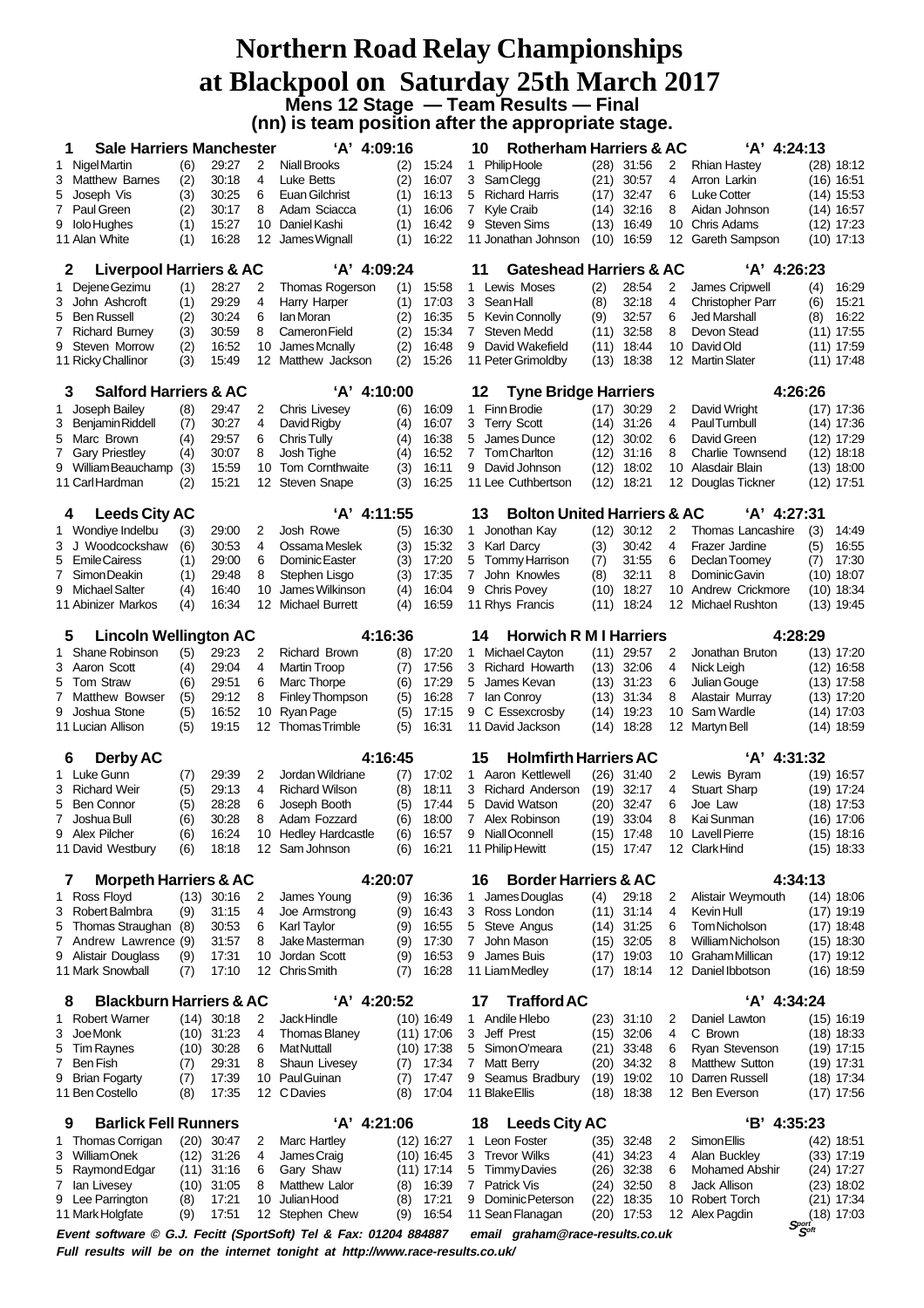# Northern Road Relay Championships
# at Blackpool on Saturday 25th March 2017

### Mens 12 Stage — Team Results — Final
### (nn) is team position after the appropriate stage.

**1 Sale Harriers Manchester 'A' 4:09:16**

| Stage | Runner | Pos | Time | Stage | Runner | Pos | Time |
|---|---|---|---|---|---|---|---|
| 1 | Nigel Martin | (6) | 29:27 | 2 | Niall Brooks | (2) | 15:24 |
| 3 | Matthew Barnes | (2) | 30:18 | 4 | Luke Betts | (2) | 16:07 |
| 5 | Joseph Vis | (3) | 30:25 | 6 | Euan Gilchrist | (1) | 16:13 |
| 7 | Paul Green | (2) | 30:17 | 8 | Adam Sciacca | (1) | 16:06 |
| 9 | Iolo Hughes | (1) | 15:27 | 10 | Daniel Kashi | (1) | 16:42 |
| 11 | Alan White | (1) | 16:28 | 12 | James Wignall | (1) | 16:22 |

**2 Liverpool Harriers & AC 'A' 4:09:24**

| Stage | Runner | Pos | Time | Stage | Runner | Pos | Time |
|---|---|---|---|---|---|---|---|
| 1 | Dejene Gezimu | (1) | 28:27 | 2 | Thomas Rogerson | (1) | 15:58 |
| 3 | John Ashcroft | (1) | 29:29 | 4 | Harry Harper | (1) | 17:03 |
| 5 | Ben Russell | (2) | 30:24 | 6 | Ian Moran | (2) | 16:35 |
| 7 | Richard Burney | (3) | 30:59 | 8 | Cameron Field | (2) | 15:34 |
| 9 | Steven Morrow | (2) | 16:52 | 10 | James Mcnally | (2) | 16:48 |
| 11 | Ricky Challinor | (3) | 15:49 | 12 | Matthew Jackson | (2) | 15:26 |

**3 Salford Harriers & AC 'A' 4:10:00**

| Stage | Runner | Pos | Time | Stage | Runner | Pos | Time |
|---|---|---|---|---|---|---|---|
| 1 | Joseph Bailey | (8) | 29:47 | 2 | Chris Livesey | (6) | 16:09 |
| 3 | Benjamin Riddell | (7) | 30:27 | 4 | David Rigby | (4) | 16:07 |
| 5 | Marc Brown | (4) | 29:57 | 6 | Chris Tully | (4) | 16:38 |
| 7 | Gary Priestley | (4) | 30:07 | 8 | Josh Tighe | (4) | 16:52 |
| 9 | William Beauchamp | (3) | 15:59 | 10 | Tom Cornthwaite | (3) | 16:11 |
| 11 | Carl Hardman | (2) | 15:21 | 12 | Steven Snape | (3) | 16:25 |

**4 Leeds City AC 'A' 4:11:55**

| Stage | Runner | Pos | Time | Stage | Runner | Pos | Time |
|---|---|---|---|---|---|---|---|
| 1 | Wondiye Indelbu | (3) | 29:00 | 2 | Josh Rowe | (5) | 16:30 |
| 3 | J Woodcockshaw | (6) | 30:53 | 4 | Ossama Meslek | (3) | 15:32 |
| 5 | Emile Cairess | (1) | 29:00 | 6 | Dominic Easter | (3) | 17:20 |
| 7 | Simon Deakin | (1) | 29:48 | 8 | Stephen Lisgo | (3) | 17:35 |
| 9 | Michael Salter | (4) | 16:40 | 10 | James Wilkinson | (4) | 16:04 |
| 11 | Abinizer Markos | (4) | 16:34 | 12 | Michael Burrett | (4) | 16:59 |

**5 Lincoln Wellington AC 4:16:36**

| Stage | Runner | Pos | Time | Stage | Runner | Pos | Time |
|---|---|---|---|---|---|---|---|
| 1 | Shane Robinson | (5) | 29:23 | 2 | Richard Brown | (8) | 17:20 |
| 3 | Aaron Scott | (4) | 29:04 | 4 | Martin Troop | (7) | 17:56 |
| 5 | Tom Straw | (6) | 29:51 | 6 | Marc Thorpe | (6) | 17:29 |
| 7 | Matthew Bowser | (5) | 29:12 | 8 | Finley Thompson | (5) | 16:28 |
| 9 | Joshua Stone | (5) | 16:52 | 10 | Ryan Page | (5) | 17:15 |
| 11 | Lucian Allison | (5) | 19:15 | 12 | Thomas Trimble | (5) | 16:31 |

**6 Derby AC 4:16:45**

| Stage | Runner | Pos | Time | Stage | Runner | Pos | Time |
|---|---|---|---|---|---|---|---|
| 1 | Luke Gunn | (7) | 29:39 | 2 | Jordan Wildriane | (7) | 17:02 |
| 3 | Richard Weir | (5) | 29:13 | 4 | Richard Wilson | (8) | 18:11 |
| 5 | Ben Connor | (5) | 28:28 | 6 | Joseph Booth | (5) | 17:44 |
| 7 | Joshua Bull | (6) | 30:28 | 8 | Adam Fozzard | (6) | 18:00 |
| 9 | Alex Pilcher | (6) | 16:24 | 10 | Hedley Hardcastle | (6) | 16:57 |
| 11 | David Westbury | (6) | 18:18 | 12 | Sam Johnson | (6) | 16:21 |

**7 Morpeth Harriers & AC 4:20:07**

| Stage | Runner | Pos | Time | Stage | Runner | Pos | Time |
|---|---|---|---|---|---|---|---|
| 1 | Ross Floyd | (13) | 30:16 | 2 | James Young | (9) | 16:36 |
| 3 | Robert Balmbra | (9) | 31:15 | 4 | Joe Armstrong | (9) | 16:43 |
| 5 | Thomas Straughan | (8) | 30:53 | 6 | Karl Taylor | (9) | 16:55 |
| 7 | Andrew Lawrence | (9) | 31:57 | 8 | Jake Masterman | (9) | 17:30 |
| 9 | Alistair Douglass | (9) | 17:31 | 10 | Jordan Scott | (9) | 16:53 |
| 11 | Mark Snowball | (7) | 17:10 | 12 | Chris Smith | (7) | 16:28 |

**8 Blackburn Harriers & AC 'A' 4:20:52**

| Stage | Runner | Pos | Time | Stage | Runner | Pos | Time |
|---|---|---|---|---|---|---|---|
| 1 | Robert Warner | (14) | 30:18 | 2 | Jack Hindle | (10) | 16:49 |
| 3 | Joe Monk | (10) | 31:23 | 4 | Thomas Blaney | (11) | 17:06 |
| 5 | Tim Raynes | (10) | 30:28 | 6 | Mat Nuttall | (10) | 17:38 |
| 7 | Ben Fish | (7) | 29:31 | 8 | Shaun Livesey | (7) | 17:34 |
| 9 | Brian Fogarty | (7) | 17:39 | 10 | Paul Guinan | (7) | 17:47 |
| 11 | Ben Costello | (8) | 17:35 | 12 | C Davies | (8) | 17:04 |

**9 Barlick Fell Runners 'A' 4:21:06**

| Stage | Runner | Pos | Time | Stage | Runner | Pos | Time |
|---|---|---|---|---|---|---|---|
| 1 | Thomas Corrigan | (20) | 30:47 | 2 | Marc Hartley | (12) | 16:27 |
| 3 | William Onek | (12) | 31:26 | 4 | James Craig | (10) | 16:45 |
| 5 | Raymond Edgar | (11) | 31:16 | 6 | Gary Shaw | (11) | 17:14 |
| 7 | Ian Livesey | (10) | 31:05 | 8 | Matthew Lalor | (8) | 16:39 |
| 9 | Lee Parrington | (8) | 17:21 | 10 | Julian Hood | (8) | 17:21 |
| 11 | Mark Holgfate | (9) | 17:51 | 12 | Stephen Chew | (9) | 16:54 |

**10 Rotherham Harriers & AC 'A' 4:24:13**

| Stage | Runner | Pos | Time | Stage | Runner | Pos | Time |
|---|---|---|---|---|---|---|---|
| 1 | Philip Hoole | (28) | 31:56 | 2 | Rhian Hastey | (28) | 18:12 |
| 3 | Sam Clegg | (21) | 30:57 | 4 | Arron Larkin | (16) | 16:51 |
| 5 | Richard Harris | (17) | 32:47 | 6 | Luke Cotter | (14) | 15:53 |
| 7 | Kyle Craib | (14) | 32:16 | 8 | Aidan Johnson | (14) | 16:57 |
| 9 | Steven Sims | (13) | 16:49 | 10 | Chris Adams | (12) | 17:23 |
| 11 | Jonathan Johnson | (10) | 16:59 | 12 | Gareth Sampson | (10) | 17:13 |

**11 Gateshead Harriers & AC 'A' 4:26:23**

| Stage | Runner | Pos | Time | Stage | Runner | Pos | Time |
|---|---|---|---|---|---|---|---|
| 1 | Lewis Moses | (2) | 28:54 | 2 | James Cripwell | (4) | 16:29 |
| 3 | Sam Hall | (8) | 32:18 | 4 | Christopher Parr | (6) | 15:21 |
| 5 | Kevin Connolly | (9) | 32:57 | 6 | Jed Marshall | (8) | 16:22 |
| 7 | Steven Medd | (11) | 32:58 | 8 | Devon Stead | (11) | 17:55 |
| 9 | David Wakefield | (11) | 18:44 | 10 | David Old | (11) | 17:59 |
| 11 | Peter Grimoldby | (13) | 18:38 | 12 | Martin Slater | (11) | 17:48 |

**12 Tyne Bridge Harriers 4:26:26**

| Stage | Runner | Pos | Time | Stage | Runner | Pos | Time |
|---|---|---|---|---|---|---|---|
| 1 | Finn Brodie | (17) | 30:29 | 2 | David Wright | (17) | 17:36 |
| 3 | Terry Scott | (14) | 31:26 | 4 | Paul Turnbull | (14) | 17:36 |
| 5 | James Dunce | (12) | 30:02 | 6 | David Green | (12) | 17:29 |
| 7 | Tom Charlton | (12) | 31:16 | 8 | Charlie Townsend | (12) | 18:18 |
| 9 | David Johnson | (12) | 18:02 | 10 | Alasdair Blain | (13) | 18:00 |
| 11 | Lee Cuthbertson | (12) | 18:21 | 12 | Douglas Tickner | (12) | 17:51 |

**13 Bolton United Harriers & AC 'A' 4:27:31**

| Stage | Runner | Pos | Time | Stage | Runner | Pos | Time |
|---|---|---|---|---|---|---|---|
| 1 | Jonothan Kay | (12) | 30:12 | 2 | Thomas Lancashire | (3) | 14:49 |
| 3 | Karl Darcy | (3) | 30:42 | 4 | Frazer Jardine | (5) | 16:55 |
| 5 | Tommy Harrison | (7) | 31:55 | 6 | Declan Toomey | (7) | 17:30 |
| 7 | John Knowles | (8) | 32:11 | 8 | Dominic Gavin | (10) | 18:07 |
| 9 | Chris Povey | (10) | 18:27 | 10 | Andrew Crickmore | (10) | 18:34 |
| 11 | Rhys Francis | (11) | 18:24 | 12 | Michael Rushton | (13) | 19:45 |

**14 Horwich R M I Harriers 4:28:29**

| Stage | Runner | Pos | Time | Stage | Runner | Pos | Time |
|---|---|---|---|---|---|---|---|
| 1 | Michael Cayton | (11) | 29:57 | 2 | Jonathan Bruton | (13) | 17:20 |
| 3 | Richard Howarth | (13) | 32:06 | 4 | Nick Leigh | (12) | 16:58 |
| 5 | James Kevan | (13) | 31:23 | 6 | Julian Gouge | (13) | 17:58 |
| 7 | Ian Conroy | (13) | 31:34 | 8 | Alastair Murray | (13) | 17:20 |
| 9 | C Essexcrosby | (14) | 19:23 | 10 | Sam Wardle | (14) | 17:03 |
| 11 | David Jackson | (14) | 18:28 | 12 | Martyn Bell | (14) | 18:59 |

**15 Holmfirth Harriers AC 'A' 4:31:32**

| Stage | Runner | Pos | Time | Stage | Runner | Pos | Time |
|---|---|---|---|---|---|---|---|
| 1 | Aaron Kettlewell | (26) | 31:40 | 2 | Lewis Byram | (19) | 16:57 |
| 3 | Richard Anderson | (19) | 32:17 | 4 | Stuart Sharp | (19) | 17:24 |
| 5 | David Watson | (20) | 32:47 | 6 | Joe Law | (18) | 17:53 |
| 7 | Alex Robinson | (19) | 33:04 | 8 | Kai Sunman | (16) | 17:06 |
| 9 | Niall Oconnell | (15) | 17:48 | 10 | Lavell Pierre | (15) | 18:16 |
| 11 | Philip Hewitt | (15) | 17:47 | 12 | Clark Hind | (15) | 18:33 |

**16 Border Harriers & AC 4:34:13**

| Stage | Runner | Pos | Time | Stage | Runner | Pos | Time |
|---|---|---|---|---|---|---|---|
| 1 | James Douglas | (4) | 29:18 | 2 | Alistair Weymouth | (14) | 18:06 |
| 3 | Ross London | (11) | 31:14 | 4 | Kevin Hull | (17) | 19:19 |
| 5 | Steve Angus | (14) | 31:25 | 6 | Tom Nicholson | (17) | 18:48 |
| 7 | John Mason | (15) | 32:05 | 8 | William Nicholson | (15) | 18:30 |
| 9 | James Buis | (17) | 19:03 | 10 | Graham Millican | (17) | 19:12 |
| 11 | Liam Medley | (17) | 18:14 | 12 | Daniel Ibbotson | (16) | 18:59 |

**17 Trafford AC 'A' 4:34:24**

| Stage | Runner | Pos | Time | Stage | Runner | Pos | Time |
|---|---|---|---|---|---|---|---|
| 1 | Andile Hlebo | (23) | 31:10 | 2 | Daniel Lawton | (15) | 16:19 |
| 3 | Jeff Prest | (15) | 32:06 | 4 | C Brown | (18) | 18:33 |
| 5 | Simon O'meara | (21) | 33:48 | 6 | Ryan Stevenson | (19) | 17:15 |
| 7 | Matt Berry | (20) | 34:32 | 8 | Matthew Sutton | (19) | 17:31 |
| 9 | Seamus Bradbury | (19) | 19:02 | 10 | Darren Russell | (18) | 17:34 |
| 11 | Blake Ellis | (18) | 18:38 | 12 | Ben Everson | (17) | 17:56 |

**18 Leeds City AC 'B' 4:35:23**

| Stage | Runner | Pos | Time | Stage | Runner | Pos | Time |
|---|---|---|---|---|---|---|---|
| 1 | Leon Foster | (35) | 32:48 | 2 | Simon Ellis | (42) | 18:51 |
| 3 | Trevor Wilks | (41) | 34:23 | 4 | Alan Buckley | (33) | 17:19 |
| 5 | Timmy Davies | (26) | 32:38 | 6 | Mohamed Abshir | (24) | 17:27 |
| 7 | Patrick Vis | (24) | 32:50 | 8 | Jack Allison | (23) | 18:02 |
| 9 | Dominic Peterson | (22) | 18:35 | 10 | Robert Torch | (21) | 17:34 |
| 11 | Sean Flanagan | (20) | 17:53 | 12 | Alex Pagdin | (18) | 17:03 |

*Event software © G.J. Fecitt (SportSoft) Tel & Fax: 01204 884887 email graham@race-results.co.uk*

*Full results will be on the internet tonight at http://www.race-results.co.uk/*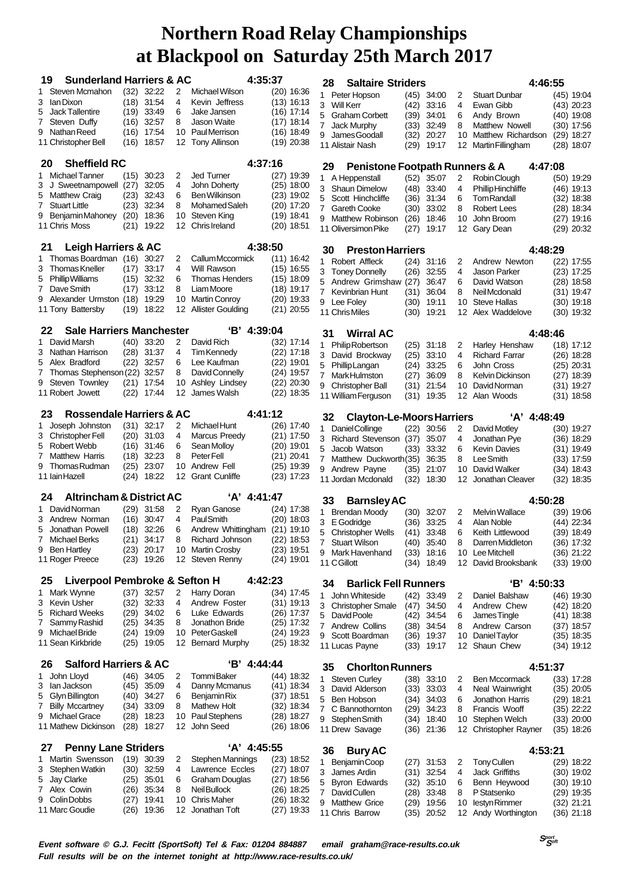# Northern Road Relay Championships at Blackpool on Saturday 25th March 2017

**19 Sunderland Harriers & AC** — 4:35:37

| Leg | Runner | Pos | Time | Leg | Runner | Pos | Time |
|---|---|---|---|---|---|---|---|
| 1 | Steven Mcmahon | (32) | 32:22 | 2 | Michael Wilson | (20) | 16:36 |
| 3 | Ian Dixon | (18) | 31:54 | 4 | Kevin Jeffress | (13) | 16:13 |
| 5 | Jack Tallentire | (19) | 33:49 | 6 | Jake Jansen | (16) | 17:14 |
| 7 | Steven Duffy | (16) | 32:57 | 8 | Jason Waite | (17) | 18:14 |
| 9 | Nathan Reed | (16) | 17:54 | 10 | Paul Merrison | (16) | 18:49 |
| 11 | Christopher Bell | (16) | 18:57 | 12 | Tony Allinson | (19) | 20:38 |

**20 Sheffield RC** — 4:37:16

| Leg | Runner | Pos | Time | Leg | Runner | Pos | Time |
|---|---|---|---|---|---|---|---|
| 1 | Michael Tanner | (15) | 30:23 | 2 | Jed Turner | (27) | 19:39 |
| 3 | J Sweetnampowell | (27) | 32:05 | 4 | John Doherty | (25) | 18:00 |
| 5 | Matthew Craig | (23) | 32:43 | 6 | Ben Wilkinson | (23) | 19:02 |
| 7 | Stuart Little | (23) | 32:34 | 8 | Mohamed Saleh | (20) | 17:20 |
| 9 | Benjamin Mahoney | (20) | 18:36 | 10 | Steven King | (19) | 18:41 |
| 11 | Chris Moss | (21) | 19:22 | 12 | Chris Ireland | (20) | 18:51 |

**21 Leigh Harriers & AC** — 4:38:50

| Leg | Runner | Pos | Time | Leg | Runner | Pos | Time |
|---|---|---|---|---|---|---|---|
| 1 | Thomas Boardman | (16) | 30:27 | 2 | Callum Mccormick | (11) | 16:42 |
| 3 | Thomas Kneller | (17) | 33:17 | 4 | Will Rawson | (15) | 16:55 |
| 5 | Phillip Williams | (15) | 32:32 | 6 | Thomas Henders | (15) | 18:09 |
| 7 | Dave Smith | (17) | 33:12 | 8 | Liam Moore | (18) | 19:17 |
| 9 | Alexander Urmston | (18) | 19:29 | 10 | Martin Conroy | (20) | 19:33 |
| 11 | Tony Battersby | (19) | 18:22 | 12 | Allister Goulding | (21) | 20:55 |

**22 Sale Harriers Manchester 'B'** — 4:39:04

| Leg | Runner | Pos | Time | Leg | Runner | Pos | Time |
|---|---|---|---|---|---|---|---|
| 1 | David Marsh | (40) | 33:20 | 2 | David Rich | (32) | 17:14 |
| 3 | Nathan Harrison | (28) | 31:37 | 4 | Tim Kennedy | (22) | 17:18 |
| 5 | Alex Bradford | (22) | 32:57 | 6 | Lee Kaufman | (22) | 19:01 |
| 7 | Thomas Stephenson | (22) | 32:57 | 8 | David Connelly | (24) | 19:57 |
| 9 | Steven Townley | (21) | 17:54 | 10 | Ashley Lindsey | (22) | 20:30 |
| 11 | Robert Jowett | (22) | 17:44 | 12 | James Walsh | (22) | 18:35 |

**23 Rossendale Harriers & AC** — 4:41:12

| Leg | Runner | Pos | Time | Leg | Runner | Pos | Time |
|---|---|---|---|---|---|---|---|
| 1 | Joseph Johnston | (31) | 32:17 | 2 | Michael Hunt | (26) | 17:40 |
| 3 | Christopher Fell | (20) | 31:03 | 4 | Marcus Preedy | (21) | 17:50 |
| 5 | Robert Webb | (16) | 31:46 | 6 | Sean Molloy | (20) | 19:01 |
| 7 | Matthew Harris | (18) | 32:23 | 8 | Peter Fell | (21) | 20:41 |
| 9 | Thomas Rudman | (25) | 23:07 | 10 | Andrew Fell | (25) | 19:39 |
| 11 | Iain Hazell | (24) | 18:22 | 12 | Grant Cunliffe | (23) | 17:23 |

**24 Altrincham & District AC 'A'** — 4:41:47

| Leg | Runner | Pos | Time | Leg | Runner | Pos | Time |
|---|---|---|---|---|---|---|---|
| 1 | David Norman | (29) | 31:58 | 2 | Ryan Ganose | (24) | 17:38 |
| 3 | Andrew Norman | (16) | 30:47 | 4 | Paul Smith | (20) | 18:03 |
| 5 | Jonathan Powell | (18) | 32:26 | 6 | Andrew Whittingham | (21) | 19:10 |
| 7 | Michael Berks | (21) | 34:17 | 8 | Richard Johnson | (22) | 18:53 |
| 9 | Ben Hartley | (23) | 20:17 | 10 | Martin Crosby | (23) | 19:51 |
| 11 | Roger Preece | (23) | 19:26 | 12 | Steven Renny | (24) | 19:01 |

**25 Liverpool Pembroke & Sefton H** — 4:42:23

| Leg | Runner | Pos | Time | Leg | Runner | Pos | Time |
|---|---|---|---|---|---|---|---|
| 1 | Mark Wynne | (37) | 32:57 | 2 | Harry Doran | (34) | 17:45 |
| 3 | Kevin Usher | (32) | 32:33 | 4 | Andrew Foster | (31) | 19:13 |
| 5 | Richard Weeks | (29) | 34:02 | 6 | Luke Edwards | (26) | 17:37 |
| 7 | Sammy Rashid | (25) | 34:35 | 8 | Jonathon Bride | (25) | 17:32 |
| 9 | Michael Bride | (24) | 19:09 | 10 | Peter Gaskell | (24) | 19:23 |
| 11 | Sean Kirkbride | (25) | 19:05 | 12 | Bernard Murphy | (25) | 18:32 |

**26 Salford Harriers & AC 'B'** — 4:44:44

| Leg | Runner | Pos | Time | Leg | Runner | Pos | Time |
|---|---|---|---|---|---|---|---|
| 1 | John Lloyd | (46) | 34:05 | 2 | Tommi Baker | (44) | 18:32 |
| 3 | Ian Jackson | (45) | 35:09 | 4 | Danny Mcmanus | (41) | 18:34 |
| 5 | Glyn Billington | (40) | 34:27 | 6 | Benjamin Rix | (37) | 18:51 |
| 7 | Billy Mccartney | (34) | 33:09 | 8 | Mathew Holt | (32) | 18:34 |
| 9 | Michael Grace | (28) | 18:23 | 10 | Paul Stephens | (28) | 18:27 |
| 11 | Mathew Dickinson | (28) | 18:27 | 12 | John Seed | (26) | 18:06 |

**27 Penny Lane Striders 'A'** — 4:45:55

| Leg | Runner | Pos | Time | Leg | Runner | Pos | Time |
|---|---|---|---|---|---|---|---|
| 1 | Martin Swensson | (19) | 30:39 | 2 | Stephen Mannings | (23) | 18:52 |
| 3 | Stephen Watkin | (30) | 32:59 | 4 | Lawrence Eccles | (27) | 18:07 |
| 5 | Jay Clarke | (25) | 35:01 | 6 | Graham Douglas | (27) | 18:56 |
| 7 | Alex Cowin | (26) | 35:34 | 8 | Neil Bullock | (26) | 18:25 |
| 9 | Colin Dobbs | (27) | 19:41 | 10 | Chris Maher | (26) | 18:32 |
| 11 | Marc Goudie | (26) | 19:36 | 12 | Jonathan Toft | (27) | 19:33 |

**28 Saltaire Striders** — 4:46:55

| Leg | Runner | Pos | Time | Leg | Runner | Pos | Time |
|---|---|---|---|---|---|---|---|
| 1 | Peter Hopson | (45) | 34:00 | 2 | Stuart Dunbar | (45) | 19:04 |
| 3 | Will Kerr | (42) | 33:16 | 4 | Ewan Gibb | (43) | 20:23 |
| 5 | Graham Corbett | (39) | 34:01 | 6 | Andy Brown | (40) | 19:08 |
| 7 | Jack Murphy | (33) | 32:49 | 8 | Matthew Nowell | (30) | 17:56 |
| 9 | James Goodall | (32) | 20:27 | 10 | Matthew Richardson | (29) | 18:27 |
| 11 | Alistair Nash | (29) | 19:17 | 12 | Martin Fillingham | (28) | 18:07 |

**29 Penistone Footpath Runners & A** — 4:47:08

| Leg | Runner | Pos | Time | Leg | Runner | Pos | Time |
|---|---|---|---|---|---|---|---|
| 1 | A Heppenstall | (52) | 35:07 | 2 | Robin Clough | (50) | 19:29 |
| 3 | Shaun Dimelow | (48) | 33:40 | 4 | Phillip Hinchliffe | (46) | 19:13 |
| 5 | Scott Hinchcliffe | (36) | 31:34 | 6 | Tom Randall | (32) | 18:38 |
| 7 | Gareth Cooke | (30) | 33:02 | 8 | Robert Lees | (28) | 18:34 |
| 9 | Matthew Robinson | (26) | 18:46 | 10 | John Broom | (27) | 19:16 |
| 11 | Oliversimon Pike | (27) | 19:17 | 12 | Gary Dean | (29) | 20:32 |

**30 Preston Harriers** — 4:48:29

| Leg | Runner | Pos | Time | Leg | Runner | Pos | Time |
|---|---|---|---|---|---|---|---|
| 1 | Robert Affleck | (24) | 31:16 | 2 | Andrew Newton | (22) | 17:55 |
| 3 | Toney Donnelly | (26) | 32:55 | 4 | Jason Parker | (23) | 17:25 |
| 5 | Andrew Grimshaw | (27) | 36:47 | 6 | David Watson | (28) | 18:58 |
| 7 | Kevinbrian Hunt | (31) | 36:04 | 8 | Neil Mcdonald | (31) | 19:47 |
| 9 | Lee Foley | (30) | 19:11 | 10 | Steve Hallas | (30) | 19:18 |
| 11 | Chris Miles | (30) | 19:21 | 12 | Alex Waddelove | (30) | 19:32 |

**31 Wirral AC** — 4:48:46

| Leg | Runner | Pos | Time | Leg | Runner | Pos | Time |
|---|---|---|---|---|---|---|---|
| 1 | Philip Robertson | (25) | 31:18 | 2 | Harley Henshaw | (18) | 17:12 |
| 3 | David Brockway | (25) | 33:10 | 4 | Richard Farrar | (26) | 18:28 |
| 5 | Phillip Langan | (24) | 33:25 | 6 | John Cross | (25) | 20:31 |
| 7 | Mark Hulmston | (27) | 36:09 | 8 | Kelvin Dickinson | (27) | 18:39 |
| 9 | Christopher Ball | (31) | 21:54 | 10 | David Norman | (31) | 19:27 |
| 11 | William Ferguson | (31) | 19:35 | 12 | Alan Woods | (31) | 18:58 |

**32 Clayton-Le-Moors Harriers 'A'** — 4:48:49

| Leg | Runner | Pos | Time | Leg | Runner | Pos | Time |
|---|---|---|---|---|---|---|---|
| 1 | Daniel Collinge | (22) | 30:56 | 2 | David Motley | (30) | 19:27 |
| 3 | Richard Stevenson | (37) | 35:07 | 4 | Jonathan Pye | (36) | 18:29 |
| 5 | Jacob Watson | (33) | 33:32 | 6 | Kevin Davies | (31) | 19:49 |
| 7 | Matthew Duckworth | (35) | 36:35 | 8 | Lee Smith | (33) | 17:59 |
| 9 | Andrew Payne | (35) | 21:07 | 10 | David Walker | (34) | 18:43 |
| 11 | Jordan Mcdonald | (32) | 18:30 | 12 | Jonathan Cleaver | (32) | 18:35 |

**33 Barnsley AC** — 4:50:28

| Leg | Runner | Pos | Time | Leg | Runner | Pos | Time |
|---|---|---|---|---|---|---|---|
| 1 | Brendan Moody | (30) | 32:07 | 2 | Melvin Wallace | (39) | 19:06 |
| 3 | E Godridge | (36) | 33:25 | 4 | Alan Noble | (44) | 22:34 |
| 5 | Christopher Wells | (41) | 33:48 | 6 | Keith Littlewood | (39) | 18:49 |
| 7 | Stuart Wilson | (40) | 35:40 | 8 | Darren Middleton | (36) | 17:32 |
| 9 | Mark Havenhand | (33) | 18:16 | 10 | Lee Mitchell | (36) | 21:22 |
| 11 | C Gillott | (34) | 18:49 | 12 | David Brooksbank | (33) | 19:00 |

**34 Barlick Fell Runners 'B'** — 4:50:33

| Leg | Runner | Pos | Time | Leg | Runner | Pos | Time |
|---|---|---|---|---|---|---|---|
| 1 | John Whiteside | (42) | 33:49 | 2 | Daniel Balshaw | (46) | 19:30 |
| 3 | Christopher Smale | (47) | 34:50 | 4 | Andrew Chew | (42) | 18:20 |
| 5 | David Poole | (42) | 34:54 | 6 | James Tingle | (41) | 18:38 |
| 7 | Andrew Collins | (38) | 34:54 | 8 | Andrew Carson | (37) | 18:57 |
| 9 | Scott Boardman | (36) | 19:37 | 10 | Daniel Taylor | (35) | 18:35 |
| 11 | Lucas Payne | (33) | 19:17 | 12 | Shaun Chew | (34) | 19:12 |

**35 Chorlton Runners** — 4:51:37

| Leg | Runner | Pos | Time | Leg | Runner | Pos | Time |
|---|---|---|---|---|---|---|---|
| 1 | Steven Curley | (38) | 33:10 | 2 | Ben Mccormack | (33) | 17:28 |
| 3 | David Alderson | (33) | 33:03 | 4 | Neal Wainwright | (35) | 20:05 |
| 5 | Ben Hobson | (34) | 34:03 | 6 | Jonathon Harris | (29) | 18:21 |
| 7 | C Bannothornton | (29) | 34:23 | 8 | Francis Wooff | (35) | 22:22 |
| 9 | Stephen Smith | (34) | 18:40 | 10 | Stephen Welch | (33) | 20:00 |
| 11 | Drew Savage | (36) | 21:36 | 12 | Christopher Rayner | (35) | 18:26 |

**36 Bury AC** — 4:53:21

| Leg | Runner | Pos | Time | Leg | Runner | Pos | Time |
|---|---|---|---|---|---|---|---|
| 1 | Benjamin Coop | (27) | 31:53 | 2 | Tony Cullen | (29) | 18:22 |
| 3 | James Ardin | (31) | 32:54 | 4 | Jack Griffiths | (30) | 19:02 |
| 5 | Byron Edwards | (32) | 35:10 | 6 | Benn Heywood | (30) | 19:10 |
| 7 | David Cullen | (28) | 33:48 | 8 | P Statsenko | (29) | 19:35 |
| 9 | Matthew Grice | (29) | 19:56 | 10 | Iestyn Rimmer | (32) | 21:21 |
| 11 | Chris Barrow | (35) | 20:52 | 12 | Andy Worthington | (36) | 21:18 |

*Event software © G.J. Fecitt (SportSoft) Tel & Fax: 01204 884887 email graham@race-results.co.uk*
*Full results will be on the internet tonight at http://www.race-results.co.uk/*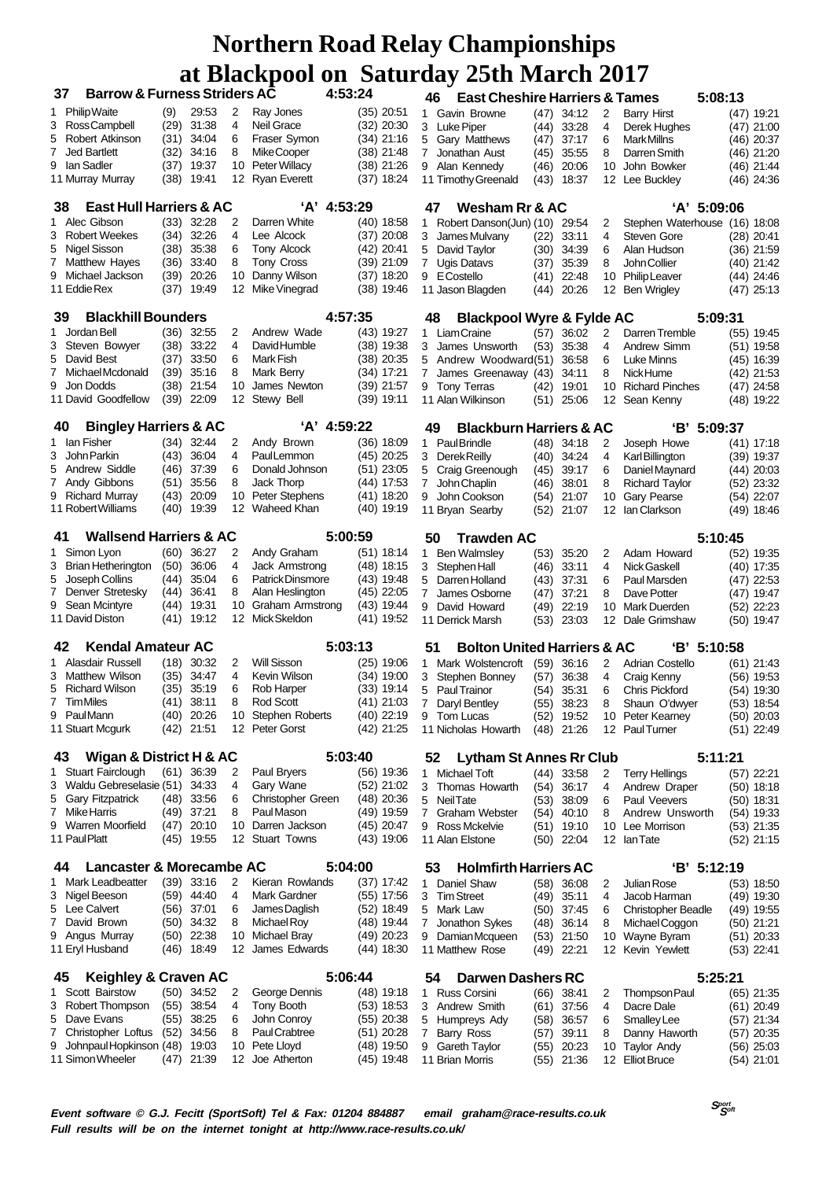# Northern Road Relay Championships
# at Blackpool on Saturday 25th March 2017

### 37 Barrow & Furness Striders AC — 4:53:24

| Leg | Runner | Pos | Time | Leg | Runner | Pos | Time |
|---|---|---|---|---|---|---|---|
| 1 | Philip Waite | (9) | 29:53 | 2 | Ray Jones | (35) | 20:51 |
| 3 | Ross Campbell | (29) | 31:38 | 4 | Neil Grace | (32) | 20:30 |
| 5 | Robert Atkinson | (31) | 34:04 | 6 | Fraser Symon | (34) | 21:16 |
| 7 | Jed Bartlett | (32) | 34:16 | 8 | Mike Cooper | (38) | 21:48 |
| 9 | Ian Sadler | (37) | 19:37 | 10 | Peter Willacy | (38) | 21:26 |
| 11 | Murray Murray | (38) | 19:41 | 12 | Ryan Everett | (37) | 18:24 |

### 38 East Hull Harriers & AC — 'A' 4:53:29

| Leg | Runner | Pos | Time | Leg | Runner | Pos | Time |
|---|---|---|---|---|---|---|---|
| 1 | Alec Gibson | (33) | 32:28 | 2 | Darren White | (40) | 18:58 |
| 3 | Robert Weekes | (34) | 32:26 | 4 | Lee Alcock | (37) | 20:08 |
| 5 | Nigel Sisson | (38) | 35:38 | 6 | Tony Alcock | (42) | 20:41 |
| 7 | Matthew Hayes | (36) | 33:40 | 8 | Tony Cross | (39) | 21:09 |
| 9 | Michael Jackson | (39) | 20:26 | 10 | Danny Wilson | (37) | 18:20 |
| 11 | Eddie Rex | (37) | 19:49 | 12 | Mike Vinegrad | (38) | 19:46 |

### 39 Blackhill Bounders — 4:57:35

| Leg | Runner | Pos | Time | Leg | Runner | Pos | Time |
|---|---|---|---|---|---|---|---|
| 1 | Jordan Bell | (36) | 32:55 | 2 | Andrew Wade | (43) | 19:27 |
| 3 | Steven Bowyer | (38) | 33:22 | 4 | David Humble | (38) | 19:38 |
| 5 | David Best | (37) | 33:50 | 6 | Mark Fish | (38) | 20:35 |
| 7 | Michael Mcdonald | (39) | 35:16 | 8 | Mark Berry | (34) | 17:21 |
| 9 | Jon Dodds | (38) | 21:54 | 10 | James Newton | (39) | 21:57 |
| 11 | David Goodfellow | (39) | 22:09 | 12 | Stewy Bell | (39) | 19:11 |

### 40 Bingley Harriers & AC — 'A' 4:59:22

| Leg | Runner | Pos | Time | Leg | Runner | Pos | Time |
|---|---|---|---|---|---|---|---|
| 1 | Ian Fisher | (34) | 32:44 | 2 | Andy Brown | (36) | 18:09 |
| 3 | John Parkin | (43) | 36:04 | 4 | Paul Lemmon | (45) | 20:25 |
| 5 | Andrew Siddle | (46) | 37:39 | 6 | Donald Johnson | (51) | 23:05 |
| 7 | Andy Gibbons | (51) | 35:56 | 8 | Jack Thorp | (44) | 17:53 |
| 9 | Richard Murray | (43) | 20:09 | 10 | Peter Stephens | (41) | 18:20 |
| 11 | Robert Williams | (40) | 19:39 | 12 | Waheed Khan | (40) | 19:19 |

### 41 Wallsend Harriers & AC — 5:00:59

| Leg | Runner | Pos | Time | Leg | Runner | Pos | Time |
|---|---|---|---|---|---|---|---|
| 1 | Simon Lyon | (60) | 36:27 | 2 | Andy Graham | (51) | 18:14 |
| 3 | Brian Hetherington | (50) | 36:06 | 4 | Jack Armstrong | (48) | 18:15 |
| 5 | Joseph Collins | (44) | 35:04 | 6 | Patrick Dinsmore | (43) | 19:48 |
| 7 | Denver Stretesky | (44) | 36:41 | 8 | Alan Heslington | (45) | 22:05 |
| 9 | Sean Mcintyre | (44) | 19:31 | 10 | Graham Armstrong | (43) | 19:44 |
| 11 | David Diston | (41) | 19:12 | 12 | Mick Skeldon | (41) | 19:52 |

### 42 Kendal Amateur AC — 5:03:13

| Leg | Runner | Pos | Time | Leg | Runner | Pos | Time |
|---|---|---|---|---|---|---|---|
| 1 | Alasdair Russell | (18) | 30:32 | 2 | Will Sisson | (25) | 19:06 |
| 3 | Matthew Wilson | (35) | 34:47 | 4 | Kevin Wilson | (34) | 19:00 |
| 5 | Richard Wilson | (35) | 35:19 | 6 | Rob Harper | (33) | 19:14 |
| 7 | Tim Miles | (41) | 38:11 | 8 | Rod Scott | (41) | 21:03 |
| 9 | Paul Mann | (40) | 20:26 | 10 | Stephen Roberts | (40) | 22:19 |
| 11 | Stuart Mcgurk | (42) | 21:51 | 12 | Peter Gorst | (42) | 21:25 |

### 43 Wigan & District H & AC — 5:03:40

| Leg | Runner | Pos | Time | Leg | Runner | Pos | Time |
|---|---|---|---|---|---|---|---|
| 1 | Stuart Fairclough | (61) | 36:39 | 2 | Paul Bryers | (56) | 19:36 |
| 3 | Waldu Gebreselasie | (51) | 34:33 | 4 | Gary Wane | (52) | 21:02 |
| 5 | Gary Fitzpatrick | (48) | 33:56 | 6 | Christopher Green | (48) | 20:36 |
| 7 | Mike Harris | (49) | 37:21 | 8 | Paul Mason | (49) | 19:59 |
| 9 | Warren Moorfield | (47) | 20:10 | 10 | Darren Jackson | (45) | 20:47 |
| 11 | Paul Platt | (45) | 19:55 | 12 | Stuart Towns | (43) | 19:06 |

### 44 Lancaster & Morecambe AC — 5:04:00

| Leg | Runner | Pos | Time | Leg | Runner | Pos | Time |
|---|---|---|---|---|---|---|---|
| 1 | Mark Leadbeatter | (39) | 33:16 | 2 | Kieran Rowlands | (37) | 17:42 |
| 3 | Nigel Beeson | (59) | 44:40 | 4 | Mark Gardner | (55) | 17:56 |
| 5 | Lee Calvert | (56) | 37:01 | 6 | James Daglish | (52) | 18:49 |
| 7 | David Brown | (50) | 34:32 | 8 | Michael Roy | (48) | 19:44 |
| 9 | Angus Murray | (50) | 22:38 | 10 | Michael Bray | (49) | 20:23 |
| 11 | Eryl Husband | (46) | 18:49 | 12 | James Edwards | (44) | 18:30 |

### 45 Keighley & Craven AC — 5:06:44

| Leg | Runner | Pos | Time | Leg | Runner | Pos | Time |
|---|---|---|---|---|---|---|---|
| 1 | Scott Bairstow | (50) | 34:52 | 2 | George Dennis | (48) | 19:18 |
| 3 | Robert Thompson | (55) | 38:54 | 4 | Tony Booth | (53) | 18:53 |
| 5 | Dave Evans | (55) | 38:25 | 6 | John Conroy | (55) | 20:38 |
| 7 | Christopher Loftus | (52) | 34:56 | 8 | Paul Crabtree | (51) | 20:28 |
| 9 | Johnpaul Hopkinson | (48) | 19:03 | 10 | Pete Lloyd | (48) | 19:50 |
| 11 | Simon Wheeler | (47) | 21:39 | 12 | Joe Atherton | (45) | 19:48 |

### 46 East Cheshire Harriers & Tames — 5:08:13

| Leg | Runner | Pos | Time | Leg | Runner | Pos | Time |
|---|---|---|---|---|---|---|---|
| 1 | Gavin Browne | (47) | 34:12 | 2 | Barry Hirst | (47) | 19:21 |
| 3 | Luke Piper | (44) | 33:28 | 4 | Derek Hughes | (47) | 21:00 |
| 5 | Gary Matthews | (47) | 37:17 | 6 | Mark Millns | (46) | 20:37 |
| 7 | Jonathan Aust | (45) | 35:55 | 8 | Darren Smith | (46) | 21:20 |
| 9 | Alan Kennedy | (46) | 20:06 | 10 | John Bowker | (46) | 21:44 |
| 11 | Timothy Greenald | (43) | 18:37 | 12 | Lee Buckley | (46) | 24:36 |

### 47 Wesham Rr & AC — 'A' 5:09:06

| Leg | Runner | Pos | Time | Leg | Runner | Pos | Time |
|---|---|---|---|---|---|---|---|
| 1 | Robert Danson(Jun) | (10) | 29:54 | 2 | Stephen Waterhouse | (16) | 18:08 |
| 3 | James Mulvany | (22) | 33:11 | 4 | Steven Gore | (28) | 20:41 |
| 5 | David Taylor | (30) | 34:39 | 6 | Alan Hudson | (36) | 21:59 |
| 7 | Ugis Datavs | (37) | 35:39 | 8 | John Collier | (40) | 21:42 |
| 9 | E Costello | (41) | 22:48 | 10 | Philip Leaver | (44) | 24:46 |
| 11 | Jason Blagden | (44) | 20:26 | 12 | Ben Wrigley | (47) | 25:13 |

### 48 Blackpool Wyre & Fylde AC — 5:09:31

| Leg | Runner | Pos | Time | Leg | Runner | Pos | Time |
|---|---|---|---|---|---|---|---|
| 1 | Liam Craine | (57) | 36:02 | 2 | Darren Tremble | (55) | 19:45 |
| 3 | James Unsworth | (53) | 35:38 | 4 | Andrew Simm | (51) | 19:58 |
| 5 | Andrew Woodward | (51) | 36:58 | 6 | Luke Minns | (45) | 16:39 |
| 7 | James Greenaway | (43) | 34:11 | 8 | Nick Hume | (42) | 21:53 |
| 9 | Tony Terras | (42) | 19:01 | 10 | Richard Pinches | (47) | 24:58 |
| 11 | Alan Wilkinson | (51) | 25:06 | 12 | Sean Kenny | (48) | 19:22 |

### 49 Blackburn Harriers & AC — 'B' 5:09:37

| Leg | Runner | Pos | Time | Leg | Runner | Pos | Time |
|---|---|---|---|---|---|---|---|
| 1 | Paul Brindle | (48) | 34:18 | 2 | Joseph Howe | (41) | 17:18 |
| 3 | Derek Reilly | (40) | 34:24 | 4 | Karl Billington | (39) | 19:37 |
| 5 | Craig Greenough | (45) | 39:17 | 6 | Daniel Maynard | (44) | 20:03 |
| 7 | John Chaplin | (46) | 38:01 | 8 | Richard Taylor | (52) | 23:32 |
| 9 | John Cookson | (54) | 21:07 | 10 | Gary Pearse | (54) | 22:07 |
| 11 | Bryan Searby | (52) | 21:07 | 12 | Ian Clarkson | (49) | 18:46 |

### 50 Trawden AC — 5:10:45

| Leg | Runner | Pos | Time | Leg | Runner | Pos | Time |
|---|---|---|---|---|---|---|---|
| 1 | Ben Walmsley | (53) | 35:20 | 2 | Adam Howard | (52) | 19:35 |
| 3 | Stephen Hall | (46) | 33:11 | 4 | Nick Gaskell | (40) | 17:35 |
| 5 | Darren Holland | (43) | 37:31 | 6 | Paul Marsden | (47) | 22:53 |
| 7 | James Osborne | (47) | 37:21 | 8 | Dave Potter | (47) | 19:47 |
| 9 | David Howard | (49) | 22:19 | 10 | Mark Duerden | (52) | 22:23 |
| 11 | Derrick Marsh | (53) | 23:03 | 12 | Dale Grimshaw | (50) | 19:47 |

### 51 Bolton United Harriers & AC — 'B' 5:10:58

| Leg | Runner | Pos | Time | Leg | Runner | Pos | Time |
|---|---|---|---|---|---|---|---|
| 1 | Mark Wolstencroft | (59) | 36:16 | 2 | Adrian Costello | (61) | 21:43 |
| 3 | Stephen Bonney | (57) | 36:38 | 4 | Craig Kenny | (56) | 19:53 |
| 5 | Paul Trainor | (54) | 35:31 | 6 | Chris Pickford | (54) | 19:30 |
| 7 | Daryl Bentley | (55) | 38:23 | 8 | Shaun O'dwyer | (53) | 18:54 |
| 9 | Tom Lucas | (52) | 19:52 | 10 | Peter Kearney | (50) | 20:03 |
| 11 | Nicholas Howarth | (48) | 21:26 | 12 | Paul Turner | (51) | 22:49 |

### 52 Lytham St Annes Rr Club — 5:11:21

| Leg | Runner | Pos | Time | Leg | Runner | Pos | Time |
|---|---|---|---|---|---|---|---|
| 1 | Michael Toft | (44) | 33:58 | 2 | Terry Hellings | (57) | 22:21 |
| 3 | Thomas Howarth | (54) | 36:17 | 4 | Andrew Draper | (50) | 18:18 |
| 5 | Neil Tate | (53) | 38:09 | 6 | Paul Veevers | (50) | 18:31 |
| 7 | Graham Webster | (54) | 40:10 | 8 | Andrew Unsworth | (54) | 19:33 |
| 9 | Ross Mckelvie | (51) | 19:10 | 10 | Lee Morrison | (53) | 21:35 |
| 11 | Alan Elstone | (50) | 22:04 | 12 | Ian Tate | (52) | 21:15 |

### 53 Holmfirth Harriers AC — 'B' 5:12:19

| Leg | Runner | Pos | Time | Leg | Runner | Pos | Time |
|---|---|---|---|---|---|---|---|
| 1 | Daniel Shaw | (58) | 36:08 | 2 | Julian Rose | (53) | 18:50 |
| 3 | Tim Street | (49) | 35:11 | 4 | Jacob Harman | (49) | 19:30 |
| 5 | Mark Law | (50) | 37:45 | 6 | Christopher Beadle | (49) | 19:55 |
| 7 | Jonathon Sykes | (48) | 36:14 | 8 | Michael Coggon | (50) | 21:21 |
| 9 | Damian Mcqueen | (53) | 21:50 | 10 | Wayne Byram | (51) | 20:33 |
| 11 | Matthew Rose | (49) | 22:21 | 12 | Kevin Yewlett | (53) | 22:41 |

### 54 Darwen Dashers RC — 5:25:21

| Leg | Runner | Pos | Time | Leg | Runner | Pos | Time |
|---|---|---|---|---|---|---|---|
| 1 | Russ Corsini | (66) | 38:41 | 2 | Thompson Paul | (65) | 21:35 |
| 3 | Andrew Smith | (61) | 37:56 | 4 | Dacre Dale | (61) | 20:49 |
| 5 | Humpreys Ady | (58) | 36:57 | 6 | Smalley Lee | (57) | 21:34 |
| 7 | Barry Ross | (57) | 39:11 | 8 | Danny Haworth | (57) | 20:35 |
| 9 | Gareth Taylor | (55) | 20:23 | 10 | Taylor Andy | (56) | 25:03 |
| 11 | Brian Morris | (55) | 21:36 | 12 | Elliot Bruce | (54) | 21:01 |

*Event software © G.J. Fecitt (SportSoft) Tel & Fax: 01204 884887 email graham@race-results.co.uk*
*Full results will be on the internet tonight at http://www.race-results.co.uk/*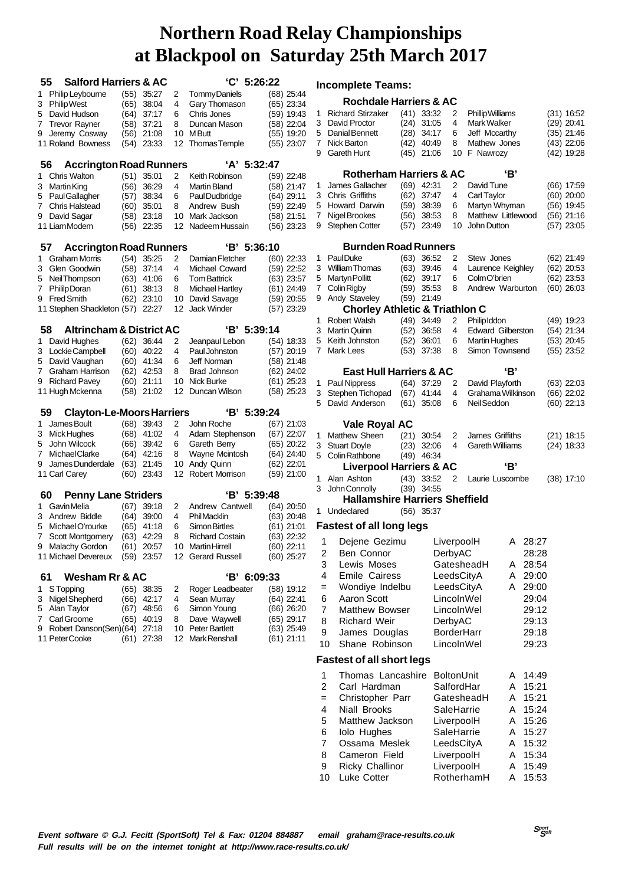# Northern Road Relay Championships at Blackpool on Saturday 25th March 2017

### 55 Salford Harriers & AC 'C' 5:26:22

| | | | | | | | |
|---|---|---|---|---|---|---|---|
| 1 | Philip Leybourne | (55) | 35:27 | 2 | Tommy Daniels | (68) | 25:44 |
| 3 | Philip West | (65) | 38:04 | 4 | Gary Thomason | (65) | 23:34 |
| 5 | David Hudson | (64) | 37:17 | 6 | Chris Jones | (59) | 19:43 |
| 7 | Trevor Rayner | (58) | 37:21 | 8 | Duncan Mason | (58) | 22:04 |
| 9 | Jeremy Cosway | (56) | 21:08 | 10 | M Butt | (55) | 19:20 |
| 11 | Roland Bowness | (54) | 23:33 | 12 | Thomas Temple | (55) | 23:07 |

### 56 Accrington Road Runners 'A' 5:32:47

| | | | | | | | |
|---|---|---|---|---|---|---|---|
| 1 | Chris Walton | (51) | 35:01 | 2 | Keith Robinson | (59) | 22:48 |
| 3 | Martin King | (56) | 36:29 | 4 | Martin Bland | (58) | 21:47 |
| 5 | Paul Gallagher | (57) | 38:34 | 6 | Paul Dudbridge | (64) | 29:11 |
| 7 | Chris Halstead | (60) | 35:01 | 8 | Andrew Bush | (59) | 22:49 |
| 9 | David Sagar | (58) | 23:18 | 10 | Mark Jackson | (58) | 21:51 |
| 11 | Liam Modem | (56) | 22:35 | 12 | Nadeem Hussain | (56) | 23:23 |

### 57 Accrington Road Runners 'B' 5:36:10

| | | | | | | | |
|---|---|---|---|---|---|---|---|
| 1 | Graham Morris | (54) | 35:25 | 2 | Damian Fletcher | (60) | 22:33 |
| 3 | Glen Goodwin | (58) | 37:14 | 4 | Michael Coward | (59) | 22:52 |
| 5 | Neil Thompson | (63) | 41:06 | 6 | Tom Battrick | (63) | 23:57 |
| 7 | Phillip Doran | (61) | 38:13 | 8 | Michael Hartley | (61) | 24:49 |
| 9 | Fred Smith | (62) | 23:10 | 10 | David Savage | (59) | 20:55 |
| 11 | Stephen Shackleton | (57) | 22:27 | 12 | Jack Winder | (57) | 23:29 |

### 58 Altrincham & District AC 'B' 5:39:14

| | | | | | | | |
|---|---|---|---|---|---|---|---|
| 1 | David Hughes | (62) | 36:44 | 2 | Jeanpaul Lebon | (54) | 18:33 |
| 3 | Lockie Campbell | (60) | 40:22 | 4 | Paul Johnston | (57) | 20:19 |
| 5 | David Vaughan | (60) | 41:34 | 6 | Jeff Norman | (58) | 21:48 |
| 7 | Graham Harrison | (62) | 42:53 | 8 | Brad Johnson | (62) | 24:02 |
| 9 | Richard Pavey | (60) | 21:11 | 10 | Nick Burke | (61) | 25:23 |
| 11 | Hugh Mckenna | (58) | 21:02 | 12 | Duncan Wilson | (58) | 25:23 |

### 59 Clayton-Le-Moors Harriers 'B' 5:39:24

| | | | | | | | |
|---|---|---|---|---|---|---|---|
| 1 | James Boult | (68) | 39:43 | 2 | John Roche | (67) | 21:03 |
| 3 | Mick Hughes | (68) | 41:02 | 4 | Adam Stephenson | (67) | 22:07 |
| 5 | John Wilcock | (66) | 39:42 | 6 | Gareth Berry | (65) | 20:22 |
| 7 | Michael Clarke | (64) | 42:16 | 8 | Wayne Mcintosh | (64) | 24:40 |
| 9 | James Dunderdale | (63) | 21:45 | 10 | Andy Quinn | (62) | 22:01 |
| 11 | Carl Carey | (60) | 23:43 | 12 | Robert Morrison | (59) | 21:00 |

### 60 Penny Lane Striders 'B' 5:39:48

| | | | | | | | |
|---|---|---|---|---|---|---|---|
| 1 | Gavin Melia | (67) | 39:18 | 2 | Andrew Cantwell | (64) | 20:50 |
| 3 | Andrew Biddle | (64) | 39:00 | 4 | Phil Macklin | (63) | 20:48 |
| 5 | Michael O'rourke | (65) | 41:18 | 6 | Simon Birtles | (61) | 21:01 |
| 7 | Scott Montgomery | (63) | 42:29 | 8 | Richard Costain | (63) | 22:32 |
| 9 | Malachy Gordon | (61) | 20:57 | 10 | Martin Hirrell | (60) | 22:11 |
| 11 | Michael Devereux | (59) | 23:57 | 12 | Gerard Russell | (60) | 25:27 |

### 61 Wesham Rr & AC 'B' 6:09:33

| | | | | | | | |
|---|---|---|---|---|---|---|---|
| 1 | S Topping | (65) | 38:35 | 2 | Roger Leadbeater | (58) | 19:12 |
| 3 | Nigel Shepherd | (66) | 42:17 | 4 | Sean Murray | (64) | 22:41 |
| 5 | Alan Taylor | (67) | 48:56 | 6 | Simon Young | (66) | 26:20 |
| 7 | Carl Groome | (65) | 40:19 | 8 | Dave Waywell | (65) | 29:17 |
| 9 | Robert Danson(Sen) | (64) | 27:18 | 10 | Peter Bartlett | (63) | 25:49 |
| 11 | Peter Cooke | (61) | 27:38 | 12 | Mark Renshall | (61) | 21:11 |

## Incomplete Teams:

### Rochdale Harriers & AC

| | | | | | | | |
|---|---|---|---|---|---|---|---|
| 1 | Richard Stirzaker | (41) | 33:32 | 2 | Phillip Williams | (31) | 16:52 |
| 3 | David Proctor | (24) | 31:05 | 4 | Mark Walker | (29) | 20:41 |
| 5 | Danial Bennett | (28) | 34:17 | 6 | Jeff Mccarthy | (35) | 21:46 |
| 7 | Nick Barton | (42) | 40:49 | 8 | Mathew Jones | (43) | 22:06 |
| 9 | Gareth Hunt | (45) | 21:06 | 10 | F Nawrozy | (42) | 19:28 |

### Rotherham Harriers & AC 'B'

| | | | | | | | |
|---|---|---|---|---|---|---|---|
| 1 | James Gallacher | (69) | 42:31 | 2 | David Tune | (66) | 17:59 |
| 3 | Chris Griffiths | (62) | 37:47 | 4 | Carl Taylor | (60) | 20:00 |
| 5 | Howard Darwin | (59) | 38:39 | 6 | Martyn Whyman | (56) | 19:45 |
| 7 | Nigel Brookes | (56) | 38:53 | 8 | Matthew Littlewood | (56) | 21:16 |
| 9 | Stephen Cotter | (57) | 23:49 | 10 | John Dutton | (57) | 23:05 |

### Burnden Road Runners

| | | | | | | | |
|---|---|---|---|---|---|---|---|
| 1 | Paul Duke | (63) | 36:52 | 2 | Stew Jones | (62) | 21:49 |
| 3 | William Thomas | (63) | 39:46 | 4 | Laurence Keighley | (62) | 20:53 |
| 5 | Martyn Pollitt | (62) | 39:17 | 6 | Colm O'brien | (62) | 23:53 |
| 7 | Colin Rigby | (59) | 35:53 | 8 | Andrew Warburton | (60) | 26:03 |
| 9 | Andy Staveley | (59) | 21:49 | | | | |

### Chorley Athletic & Triathlon C

| | | | | | | | |
|---|---|---|---|---|---|---|---|
| 1 | Robert Walsh | (49) | 34:49 | 2 | Philip Iddon | (49) | 19:23 |
| 3 | Martin Quinn | (52) | 36:58 | 4 | Edward Gilberston | (54) | 21:34 |
| 5 | Keith Johnston | (52) | 36:01 | 6 | Martin Hughes | (53) | 20:45 |
| 7 | Mark Lees | (53) | 37:38 | 8 | Simon Townsend | (55) | 23:52 |

### East Hull Harriers & AC 'B'

| | | | | | | | |
|---|---|---|---|---|---|---|---|
| 1 | Paul Nippress | (64) | 37:29 | 2 | David Playforth | (63) | 22:03 |
| 3 | Stephen Tichopad | (67) | 41:44 | 4 | Grahama Wilkinson | (66) | 22:02 |
| 5 | David Anderson | (61) | 35:08 | 6 | Neil Seddon | (60) | 22:13 |

### Vale Royal AC

| | | | | | | | |
|---|---|---|---|---|---|---|---|
| 1 | Matthew Sheen | (21) | 30:54 | 2 | James Griffiths | (21) | 18:15 |
| 3 | Stuart Doyle | (23) | 32:06 | 4 | Gareth Williams | (24) | 18:33 |
| 5 | Colin Rathbone | (49) | 46:34 | | | | |

### Liverpool Harriers & AC 'B'

| | | | | | | | |
|---|---|---|---|---|---|---|---|
| 1 | Alan Ashton | (43) | 33:52 | 2 | Laurie Luscombe | (38) | 17:10 |
| 3 | John Connolly | (39) | 34:55 | | | | |

### Hallamshire Harriers Sheffield

| | | | |
|---|---|---|---|
| 1 | Undeclared | (56) | 35:37 |

## Fastest of all long legs

| | | | | |
|---|---|---|---|---|
| 1 | Dejene Gezimu | LiverpoolH | A | 28:27 |
| 2 | Ben Connor | DerbyAC | | 28:28 |
| 3 | Lewis Moses | GatesheadH | A | 28:54 |
| 4 | Emile Cairess | LeedsCityA | A | 29:00 |
| = | Wondiye Indelbu | LeedsCityA | A | 29:00 |
| 6 | Aaron Scott | LincolnWel | | 29:04 |
| 7 | Matthew Bowser | LincolnWel | | 29:12 |
| 8 | Richard Weir | DerbyAC | | 29:13 |
| 9 | James Douglas | BorderHarr | | 29:18 |
| 10 | Shane Robinson | LincolnWel | | 29:23 |

## Fastest of all short legs

| | | | | |
|---|---|---|---|---|
| 1 | Thomas Lancashire | BoltonUnit | A | 14:49 |
| 2 | Carl Hardman | SalfordHar | A | 15:21 |
| = | Christopher Parr | GatesheadH | A | 15:21 |
| 4 | Niall Brooks | SaleHarrie | A | 15:24 |
| 5 | Matthew Jackson | LiverpoolH | A | 15:26 |
| 6 | Iolo Hughes | SaleHarrie | A | 15:27 |
| 7 | Ossama Meslek | LeedsCityA | A | 15:32 |
| 8 | Cameron Field | LiverpoolH | A | 15:34 |
| 9 | Ricky Challinor | LiverpoolH | A | 15:49 |
| 10 | Luke Cotter | RotherhamH | A | 15:53 |

*Event software © G.J. Fecitt (SportSoft) Tel & Fax: 01204 884887 email graham@race-results.co.uk*
*Full results will be on the internet tonight at http://www.race-results.co.uk/*